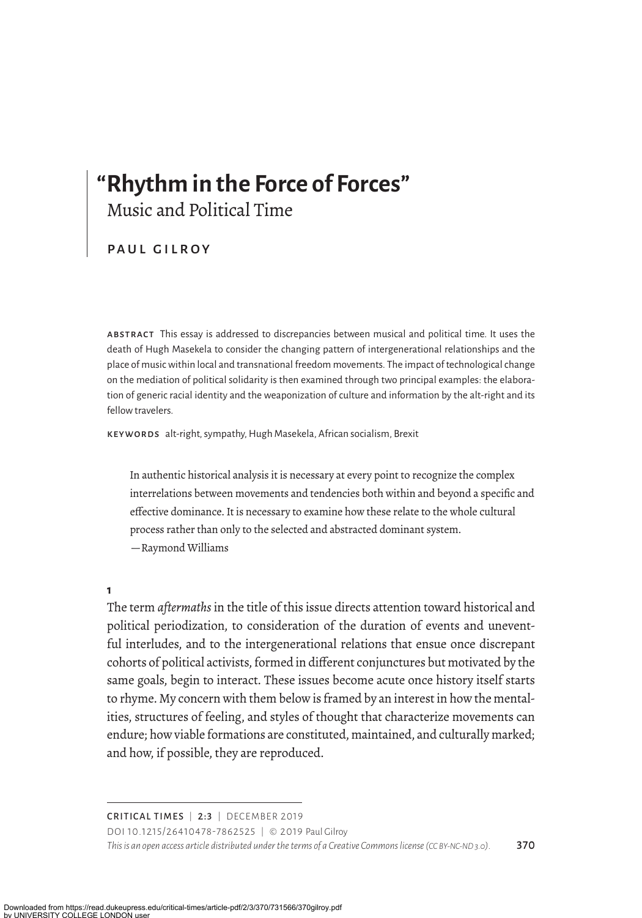# "Rhythm in the Force of Forces"

## Music and Political Time

**PAUL GILROY**

ABSTRACT This essay is addressed to discrepancies between musical and political time. It uses the death of Hugh Masekela to consider the changing pattern of intergenerational relationships and the place of music within local and transnational freedom movements. The impact of technological change on the mediation of political solidarity is then examined through two principal examples: the elaboration of generic racial identity and the weaponization of culture and information by the alt-right and its fellow travelers.

KEYWORDS alt-right, sympathy, Hugh Masekela, African socialism, Brexit

> In authentic historical analysis it is necessary at every point to recognize the complex interrelations between movements and tendencies both within and beyond a specific and effective dominance. It is necessary to examine how these relate to the whole cultural process rather than only to the selected and abstracted dominant system.
> —Raymond Williams

**1**

The term *aftermaths* in the title of this issue directs attention toward historical and political periodization, to consideration of the duration of events and uneventful interludes, and to the intergenerational relations that ensue once discrepant cohorts of political activists, formed in different conjunctures but motivated by the same goals, begin to interact. These issues become acute once history itself starts to rhyme. My concern with them below is framed by an interest in how the mentalities, structures of feeling, and styles of thought that characterize movements can endure; how viable formations are constituted, maintained, and culturally marked; and how, if possible, they are reproduced.

CRITICAL TIMES | 2:3 | DECEMBER 2019
DOI 10.1215/26410478-7862525 | © 2019 Paul Gilroy
*This is an open access article distributed under the terms of a Creative Commons license (CC BY-NC-ND 3.0).*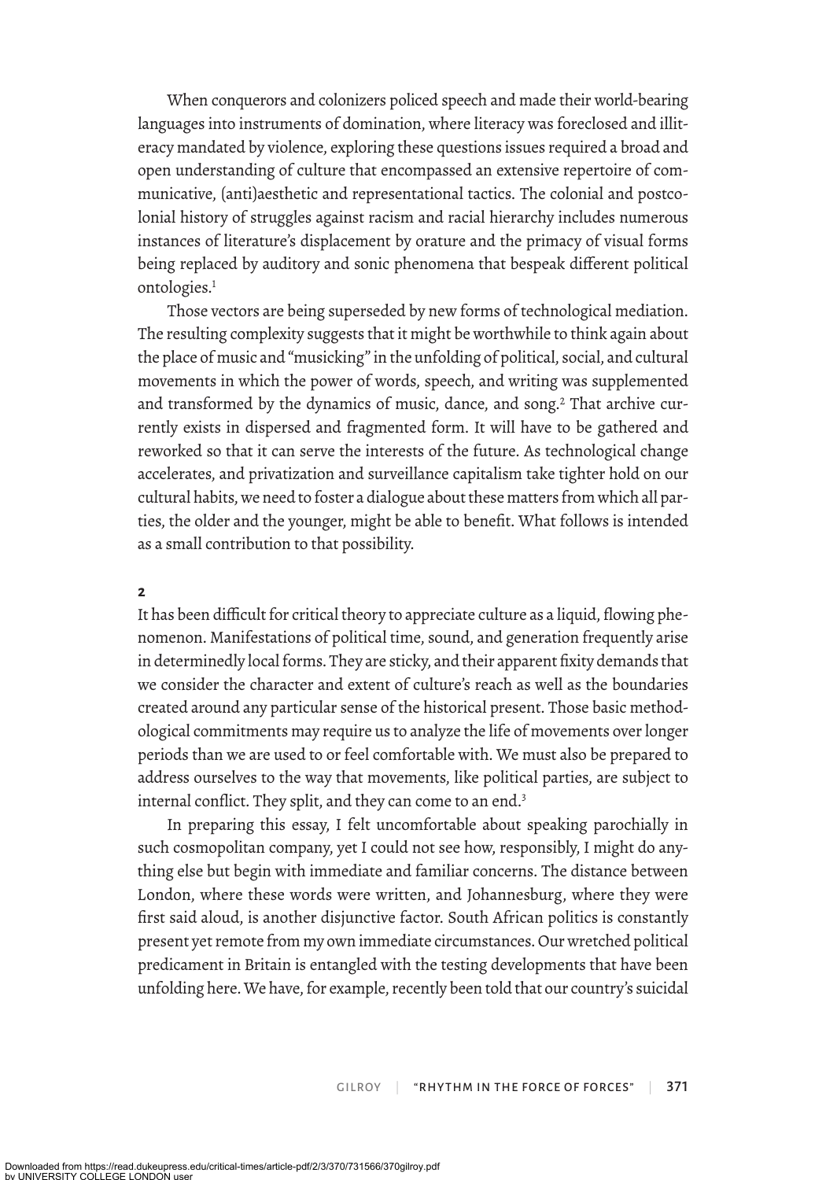When conquerors and colonizers policed speech and made their world-bearing languages into instruments of domination, where literacy was foreclosed and illiteracy mandated by violence, exploring these questions issues required a broad and open understanding of culture that encompassed an extensive repertoire of communicative, (anti)aesthetic and representational tactics. The colonial and postcolonial history of struggles against racism and racial hierarchy includes numerous instances of literature's displacement by orature and the primacy of visual forms being replaced by auditory and sonic phenomena that bespeak different political ontologies.[1]

Those vectors are being superseded by new forms of technological mediation. The resulting complexity suggests that it might be worthwhile to think again about the place of music and "musicking" in the unfolding of political, social, and cultural movements in which the power of words, speech, and writing was supplemented and transformed by the dynamics of music, dance, and song.[2] That archive currently exists in dispersed and fragmented form. It will have to be gathered and reworked so that it can serve the interests of the future. As technological change accelerates, and privatization and surveillance capitalism take tighter hold on our cultural habits, we need to foster a dialogue about these matters from which all parties, the older and the younger, might be able to benefit. What follows is intended as a small contribution to that possibility.

## 2

It has been difficult for critical theory to appreciate culture as a liquid, flowing phenomenon. Manifestations of political time, sound, and generation frequently arise in determinedly local forms. They are sticky, and their apparent fixity demands that we consider the character and extent of culture's reach as well as the boundaries created around any particular sense of the historical present. Those basic methodological commitments may require us to analyze the life of movements over longer periods than we are used to or feel comfortable with. We must also be prepared to address ourselves to the way that movements, like political parties, are subject to internal conflict. They split, and they can come to an end.[3]

In preparing this essay, I felt uncomfortable about speaking parochially in such cosmopolitan company, yet I could not see how, responsibly, I might do anything else but begin with immediate and familiar concerns. The distance between London, where these words were written, and Johannesburg, where they were first said aloud, is another disjunctive factor. South African politics is constantly present yet remote from my own immediate circumstances. Our wretched political predicament in Britain is entangled with the testing developments that have been unfolding here. We have, for example, recently been told that our country's suicidal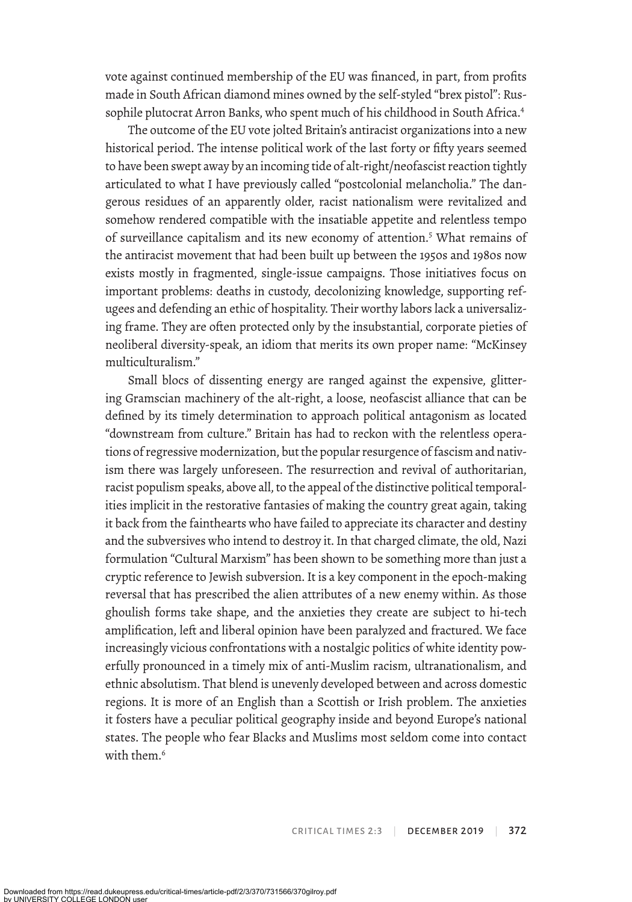vote against continued membership of the EU was financed, in part, from profits made in South African diamond mines owned by the self-styled "brex pistol": Russophile plutocrat Arron Banks, who spent much of his childhood in South Africa.[4]

The outcome of the EU vote jolted Britain's antiracist organizations into a new historical period. The intense political work of the last forty or fifty years seemed to have been swept away by an incoming tide of alt-right/neofascist reaction tightly articulated to what I have previously called "postcolonial melancholia." The dangerous residues of an apparently older, racist nationalism were revitalized and somehow rendered compatible with the insatiable appetite and relentless tempo of surveillance capitalism and its new economy of attention.[5] What remains of the antiracist movement that had been built up between the 1950s and 1980s now exists mostly in fragmented, single-issue campaigns. Those initiatives focus on important problems: deaths in custody, decolonizing knowledge, supporting refugees and defending an ethic of hospitality. Their worthy labors lack a universalizing frame. They are often protected only by the insubstantial, corporate pieties of neoliberal diversity-speak, an idiom that merits its own proper name: "McKinsey multiculturalism."

Small blocs of dissenting energy are ranged against the expensive, glittering Gramscian machinery of the alt-right, a loose, neofascist alliance that can be defined by its timely determination to approach political antagonism as located "downstream from culture." Britain has had to reckon with the relentless operations of regressive modernization, but the popular resurgence of fascism and nativism there was largely unforeseen. The resurrection and revival of authoritarian, racist populism speaks, above all, to the appeal of the distinctive political temporalities implicit in the restorative fantasies of making the country great again, taking it back from the fainthearts who have failed to appreciate its character and destiny and the subversives who intend to destroy it. In that charged climate, the old, Nazi formulation "Cultural Marxism" has been shown to be something more than just a cryptic reference to Jewish subversion. It is a key component in the epoch-making reversal that has prescribed the alien attributes of a new enemy within. As those ghoulish forms take shape, and the anxieties they create are subject to hi-tech amplification, left and liberal opinion have been paralyzed and fractured. We face increasingly vicious confrontations with a nostalgic politics of white identity powerfully pronounced in a timely mix of anti-Muslim racism, ultranationalism, and ethnic absolutism. That blend is unevenly developed between and across domestic regions. It is more of an English than a Scottish or Irish problem. The anxieties it fosters have a peculiar political geography inside and beyond Europe's national states. The people who fear Blacks and Muslims most seldom come into contact with them.[6]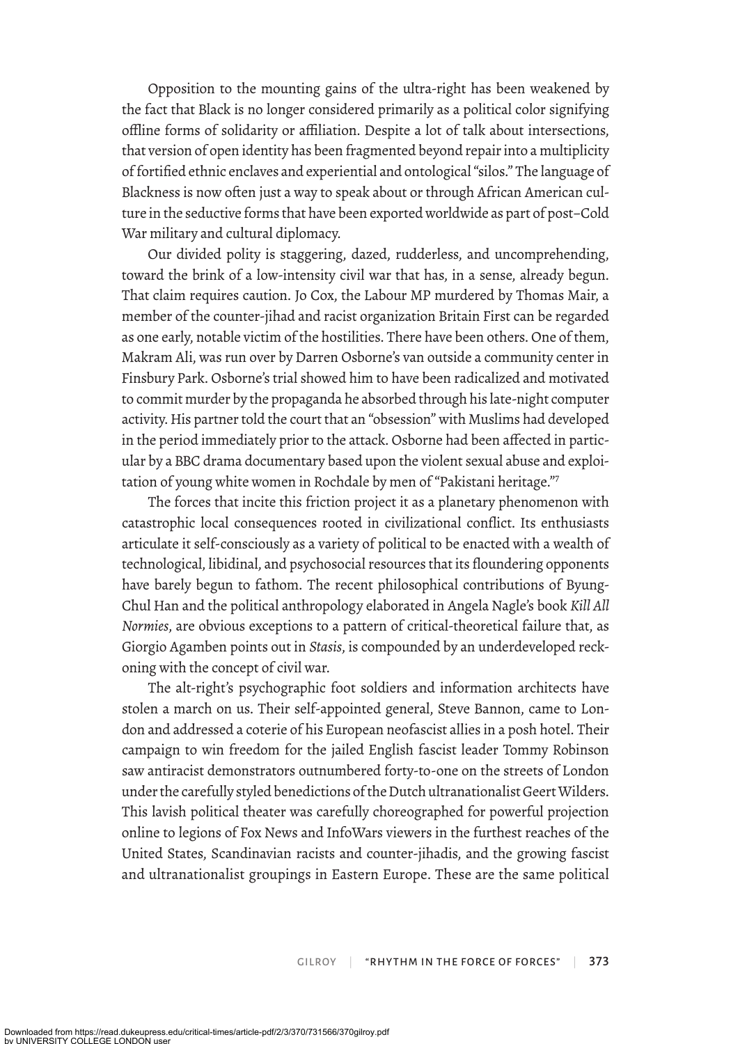Opposition to the mounting gains of the ultra-right has been weakened by the fact that Black is no longer considered primarily as a political color signifying offline forms of solidarity or affiliation. Despite a lot of talk about intersections, that version of open identity has been fragmented beyond repair into a multiplicity of fortified ethnic enclaves and experiential and ontological "silos." The language of Blackness is now often just a way to speak about or through African American culture in the seductive forms that have been exported worldwide as part of post–Cold War military and cultural diplomacy.

Our divided polity is staggering, dazed, rudderless, and uncomprehending, toward the brink of a low-intensity civil war that has, in a sense, already begun. That claim requires caution. Jo Cox, the Labour MP murdered by Thomas Mair, a member of the counter-jihad and racist organization Britain First can be regarded as one early, notable victim of the hostilities. There have been others. One of them, Makram Ali, was run over by Darren Osborne's van outside a community center in Finsbury Park. Osborne's trial showed him to have been radicalized and motivated to commit murder by the propaganda he absorbed through his late-night computer activity. His partner told the court that an "obsession" with Muslims had developed in the period immediately prior to the attack. Osborne had been affected in particular by a BBC drama documentary based upon the violent sexual abuse and exploitation of young white women in Rochdale by men of "Pakistani heritage."[7]

The forces that incite this friction project it as a planetary phenomenon with catastrophic local consequences rooted in civilizational conflict. Its enthusiasts articulate it self-consciously as a variety of political to be enacted with a wealth of technological, libidinal, and psychosocial resources that its floundering opponents have barely begun to fathom. The recent philosophical contributions of Byung-Chul Han and the political anthropology elaborated in Angela Nagle's book *Kill All Normies*, are obvious exceptions to a pattern of critical-theoretical failure that, as Giorgio Agamben points out in *Stasis*, is compounded by an underdeveloped reckoning with the concept of civil war.

The alt-right's psychographic foot soldiers and information architects have stolen a march on us. Their self-appointed general, Steve Bannon, came to London and addressed a coterie of his European neofascist allies in a posh hotel. Their campaign to win freedom for the jailed English fascist leader Tommy Robinson saw antiracist demonstrators outnumbered forty-to-one on the streets of London under the carefully styled benedictions of the Dutch ultranationalist Geert Wilders. This lavish political theater was carefully choreographed for powerful projection online to legions of Fox News and InfoWars viewers in the furthest reaches of the United States, Scandinavian racists and counter-jihadis, and the growing fascist and ultranationalist groupings in Eastern Europe. These are the same political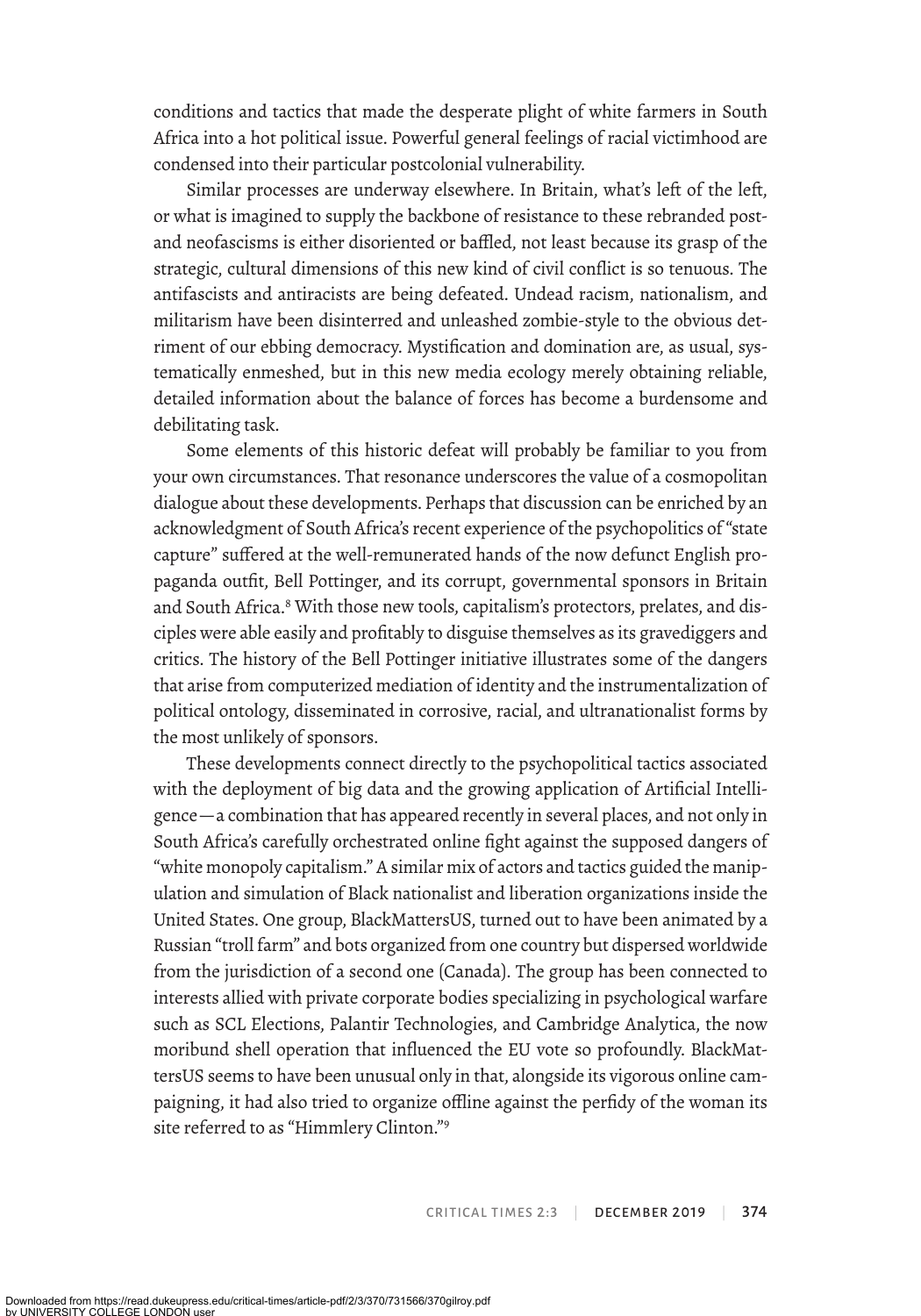conditions and tactics that made the desperate plight of white farmers in South Africa into a hot political issue. Powerful general feelings of racial victimhood are condensed into their particular postcolonial vulnerability.

Similar processes are underway elsewhere. In Britain, what's left of the left, or what is imagined to supply the backbone of resistance to these rebranded post- and neofascisms is either disoriented or baffled, not least because its grasp of the strategic, cultural dimensions of this new kind of civil conflict is so tenuous. The antifascists and antiracists are being defeated. Undead racism, nationalism, and militarism have been disinterred and unleashed zombie-style to the obvious detriment of our ebbing democracy. Mystification and domination are, as usual, systematically enmeshed, but in this new media ecology merely obtaining reliable, detailed information about the balance of forces has become a burdensome and debilitating task.

Some elements of this historic defeat will probably be familiar to you from your own circumstances. That resonance underscores the value of a cosmopolitan dialogue about these developments. Perhaps that discussion can be enriched by an acknowledgment of South Africa's recent experience of the psychopolitics of "state capture" suffered at the well-remunerated hands of the now defunct English propaganda outfit, Bell Pottinger, and its corrupt, governmental sponsors in Britain and South Africa.[8] With those new tools, capitalism's protectors, prelates, and disciples were able easily and profitably to disguise themselves as its gravediggers and critics. The history of the Bell Pottinger initiative illustrates some of the dangers that arise from computerized mediation of identity and the instrumentalization of political ontology, disseminated in corrosive, racial, and ultranationalist forms by the most unlikely of sponsors.

These developments connect directly to the psychopolitical tactics associated with the deployment of big data and the growing application of Artificial Intelligence—a combination that has appeared recently in several places, and not only in South Africa's carefully orchestrated online fight against the supposed dangers of "white monopoly capitalism." A similar mix of actors and tactics guided the manipulation and simulation of Black nationalist and liberation organizations inside the United States. One group, BlackMattersUS, turned out to have been animated by a Russian "troll farm" and bots organized from one country but dispersed worldwide from the jurisdiction of a second one (Canada). The group has been connected to interests allied with private corporate bodies specializing in psychological warfare such as SCL Elections, Palantir Technologies, and Cambridge Analytica, the now moribund shell operation that influenced the EU vote so profoundly. BlackMattersUS seems to have been unusual only in that, alongside its vigorous online campaigning, it had also tried to organize offline against the perfidy of the woman its site referred to as "Himmlery Clinton."[9]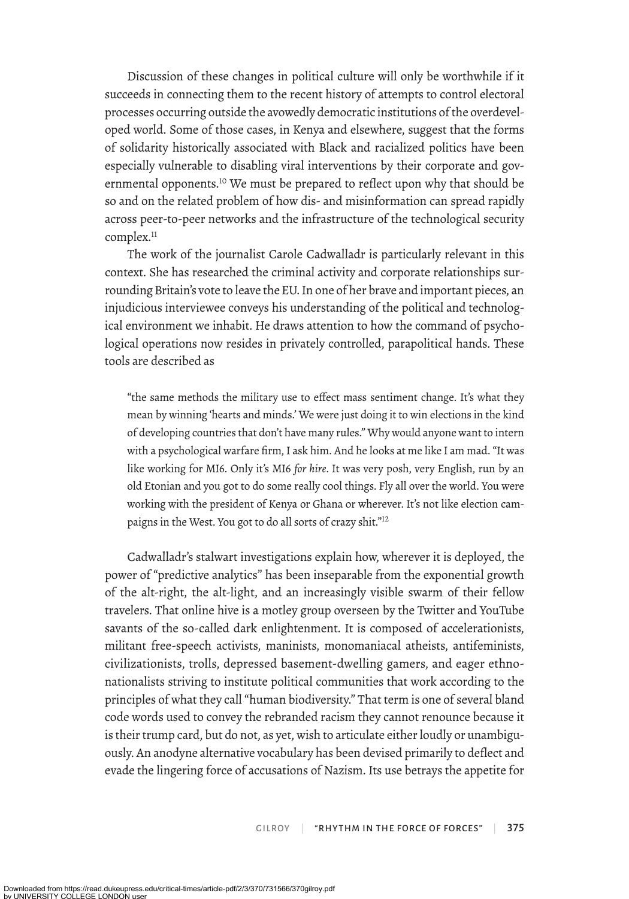Discussion of these changes in political culture will only be worthwhile if it succeeds in connecting them to the recent history of attempts to control electoral processes occurring outside the avowedly democratic institutions of the overdeveloped world. Some of those cases, in Kenya and elsewhere, suggest that the forms of solidarity historically associated with Black and racialized politics have been especially vulnerable to disabling viral interventions by their corporate and governmental opponents.[10] We must be prepared to reflect upon why that should be so and on the related problem of how dis- and misinformation can spread rapidly across peer-to-peer networks and the infrastructure of the technological security complex.[11]

The work of the journalist Carole Cadwalladr is particularly relevant in this context. She has researched the criminal activity and corporate relationships surrounding Britain's vote to leave the EU. In one of her brave and important pieces, an injudicious interviewee conveys his understanding of the political and technological environment we inhabit. He draws attention to how the command of psychological operations now resides in privately controlled, parapolitical hands. These tools are described as

> "the same methods the military use to effect mass sentiment change. It's what they mean by winning 'hearts and minds.' We were just doing it to win elections in the kind of developing countries that don't have many rules." Why would anyone want to intern with a psychological warfare firm, I ask him. And he looks at me like I am mad. "It was like working for MI6. Only it's MI6 *for hire*. It was very posh, very English, run by an old Etonian and you got to do some really cool things. Fly all over the world. You were working with the president of Kenya or Ghana or wherever. It's not like election campaigns in the West. You got to do all sorts of crazy shit."[12]

Cadwalladr's stalwart investigations explain how, wherever it is deployed, the power of "predictive analytics" has been inseparable from the exponential growth of the alt-right, the alt-light, and an increasingly visible swarm of their fellow travelers. That online hive is a motley group overseen by the Twitter and YouTube savants of the so-called dark enlightenment. It is composed of accelerationists, militant free-speech activists, maninists, monomaniacal atheists, antifeminists, civilizationists, trolls, depressed basement-dwelling gamers, and eager ethnonationalists striving to institute political communities that work according to the principles of what they call "human biodiversity." That term is one of several bland code words used to convey the rebranded racism they cannot renounce because it is their trump card, but do not, as yet, wish to articulate either loudly or unambiguously. An anodyne alternative vocabulary has been devised primarily to deflect and evade the lingering force of accusations of Nazism. Its use betrays the appetite for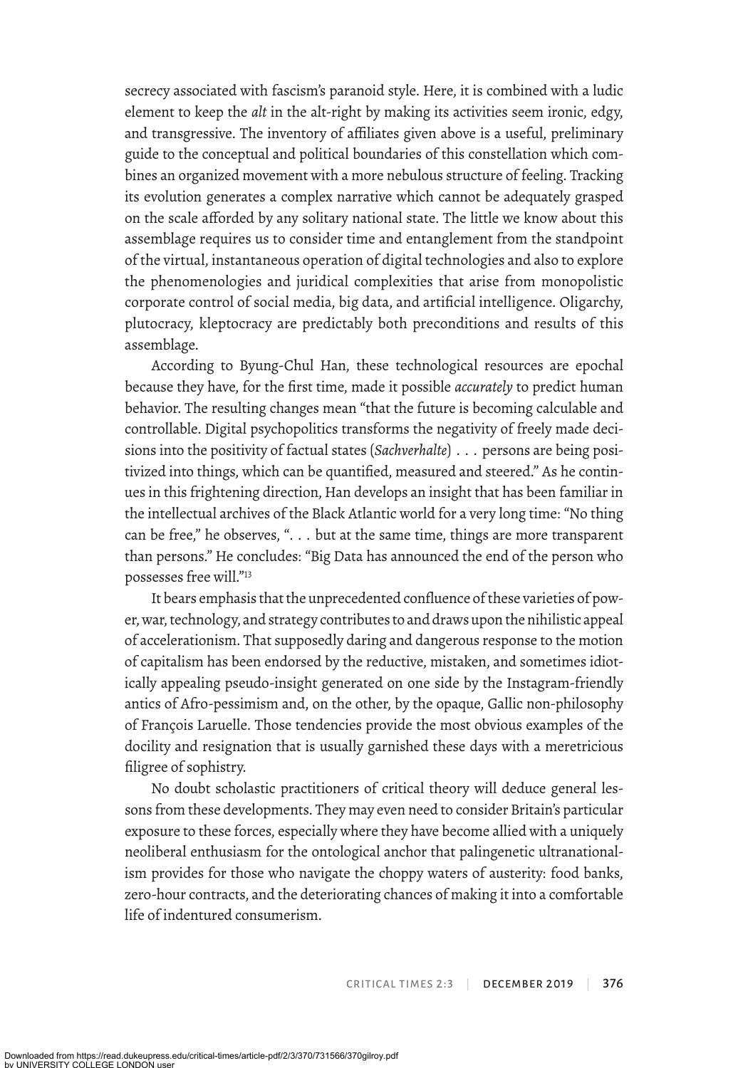secrecy associated with fascism's paranoid style. Here, it is combined with a ludic element to keep the *alt* in the alt-right by making its activities seem ironic, edgy, and transgressive. The inventory of affiliates given above is a useful, preliminary guide to the conceptual and political boundaries of this constellation which combines an organized movement with a more nebulous structure of feeling. Tracking its evolution generates a complex narrative which cannot be adequately grasped on the scale afforded by any solitary national state. The little we know about this assemblage requires us to consider time and entanglement from the standpoint of the virtual, instantaneous operation of digital technologies and also to explore the phenomenologies and juridical complexities that arise from monopolistic corporate control of social media, big data, and artificial intelligence. Oligarchy, plutocracy, kleptocracy are predictably both preconditions and results of this assemblage.

According to Byung-Chul Han, these technological resources are epochal because they have, for the first time, made it possible *accurately* to predict human behavior. The resulting changes mean "that the future is becoming calculable and controllable. Digital psychopolitics transforms the negativity of freely made decisions into the positivity of factual states (*Sachverhalte*) . . . persons are being positivized into things, which can be quantified, measured and steered." As he continues in this frightening direction, Han develops an insight that has been familiar in the intellectual archives of the Black Atlantic world for a very long time: "No thing can be free," he observes, ". . . but at the same time, things are more transparent than persons." He concludes: "Big Data has announced the end of the person who possesses free will."[13]

It bears emphasis that the unprecedented confluence of these varieties of power, war, technology, and strategy contributes to and draws upon the nihilistic appeal of accelerationism. That supposedly daring and dangerous response to the motion of capitalism has been endorsed by the reductive, mistaken, and sometimes idiotically appealing pseudo-insight generated on one side by the Instagram-friendly antics of Afro-pessimism and, on the other, by the opaque, Gallic non-philosophy of François Laruelle. Those tendencies provide the most obvious examples of the docility and resignation that is usually garnished these days with a meretricious filigree of sophistry.

No doubt scholastic practitioners of critical theory will deduce general lessons from these developments. They may even need to consider Britain's particular exposure to these forces, especially where they have become allied with a uniquely neoliberal enthusiasm for the ontological anchor that palingenetic ultranationalism provides for those who navigate the choppy waters of austerity: food banks, zero-hour contracts, and the deteriorating chances of making it into a comfortable life of indentured consumerism.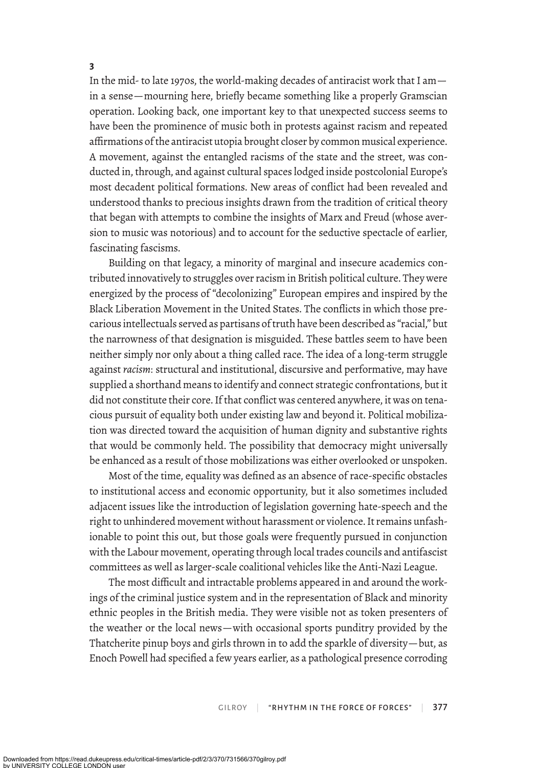## 3

In the mid- to late 1970s, the world-making decades of antiracist work that I am—in a sense—mourning here, briefly became something like a properly Gramscian operation. Looking back, one important key to that unexpected success seems to have been the prominence of music both in protests against racism and repeated affirmations of the antiracist utopia brought closer by common musical experience. A movement, against the entangled racisms of the state and the street, was conducted in, through, and against cultural spaces lodged inside postcolonial Europe's most decadent political formations. New areas of conflict had been revealed and understood thanks to precious insights drawn from the tradition of critical theory that began with attempts to combine the insights of Marx and Freud (whose aversion to music was notorious) and to account for the seductive spectacle of earlier, fascinating fascisms.

Building on that legacy, a minority of marginal and insecure academics contributed innovatively to struggles over racism in British political culture. They were energized by the process of "decolonizing" European empires and inspired by the Black Liberation Movement in the United States. The conflicts in which those precarious intellectuals served as partisans of truth have been described as "racial," but the narrowness of that designation is misguided. These battles seem to have been neither simply nor only about a thing called race. The idea of a long-term struggle against *racism*: structural and institutional, discursive and performative, may have supplied a shorthand means to identify and connect strategic confrontations, but it did not constitute their core. If that conflict was centered anywhere, it was on tenacious pursuit of equality both under existing law and beyond it. Political mobilization was directed toward the acquisition of human dignity and substantive rights that would be commonly held. The possibility that democracy might universally be enhanced as a result of those mobilizations was either overlooked or unspoken.

Most of the time, equality was defined as an absence of race-specific obstacles to institutional access and economic opportunity, but it also sometimes included adjacent issues like the introduction of legislation governing hate-speech and the right to unhindered movement without harassment or violence. It remains unfashionable to point this out, but those goals were frequently pursued in conjunction with the Labour movement, operating through local trades councils and antifascist committees as well as larger-scale coalitional vehicles like the Anti-Nazi League.

The most difficult and intractable problems appeared in and around the workings of the criminal justice system and in the representation of Black and minority ethnic peoples in the British media. They were visible not as token presenters of the weather or the local news—with occasional sports punditry provided by the Thatcherite pinup boys and girls thrown in to add the sparkle of diversity—but, as Enoch Powell had specified a few years earlier, as a pathological presence corroding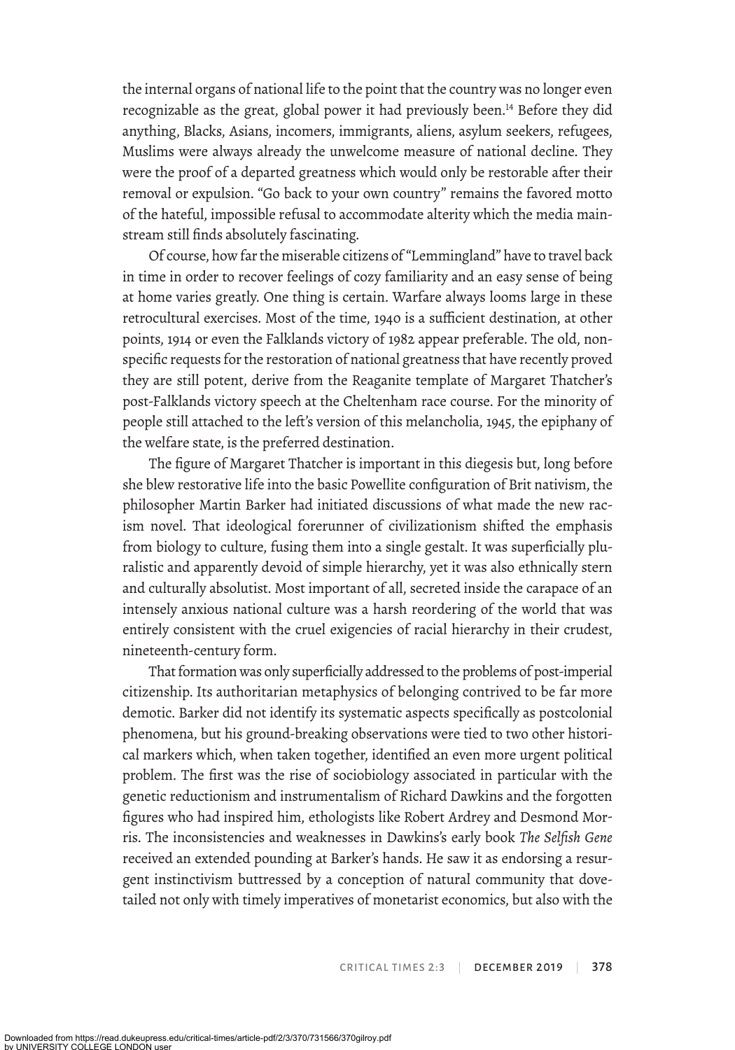the internal organs of national life to the point that the country was no longer even recognizable as the great, global power it had previously been.[14] Before they did anything, Blacks, Asians, incomers, immigrants, aliens, asylum seekers, refugees, Muslims were always already the unwelcome measure of national decline. They were the proof of a departed greatness which would only be restorable after their removal or expulsion. "Go back to your own country" remains the favored motto of the hateful, impossible refusal to accommodate alterity which the media mainstream still finds absolutely fascinating.

Of course, how far the miserable citizens of "Lemmingland" have to travel back in time in order to recover feelings of cozy familiarity and an easy sense of being at home varies greatly. One thing is certain. Warfare always looms large in these retrocultural exercises. Most of the time, 1940 is a sufficient destination, at other points, 1914 or even the Falklands victory of 1982 appear preferable. The old, nonspecific requests for the restoration of national greatness that have recently proved they are still potent, derive from the Reaganite template of Margaret Thatcher's post-Falklands victory speech at the Cheltenham race course. For the minority of people still attached to the left's version of this melancholia, 1945, the epiphany of the welfare state, is the preferred destination.

The figure of Margaret Thatcher is important in this diegesis but, long before she blew restorative life into the basic Powellite configuration of Brit nativism, the philosopher Martin Barker had initiated discussions of what made the new racism novel. That ideological forerunner of civilizationism shifted the emphasis from biology to culture, fusing them into a single gestalt. It was superficially pluralistic and apparently devoid of simple hierarchy, yet it was also ethnically stern and culturally absolutist. Most important of all, secreted inside the carapace of an intensely anxious national culture was a harsh reordering of the world that was entirely consistent with the cruel exigencies of racial hierarchy in their crudest, nineteenth-century form.

That formation was only superficially addressed to the problems of post-imperial citizenship. Its authoritarian metaphysics of belonging contrived to be far more demotic. Barker did not identify its systematic aspects specifically as postcolonial phenomena, but his ground-breaking observations were tied to two other historical markers which, when taken together, identified an even more urgent political problem. The first was the rise of sociobiology associated in particular with the genetic reductionism and instrumentalism of Richard Dawkins and the forgotten figures who had inspired him, ethologists like Robert Ardrey and Desmond Morris. The inconsistencies and weaknesses in Dawkins's early book *The Selfish Gene* received an extended pounding at Barker's hands. He saw it as endorsing a resurgent instinctivism buttressed by a conception of natural community that dovetailed not only with timely imperatives of monetarist economics, but also with the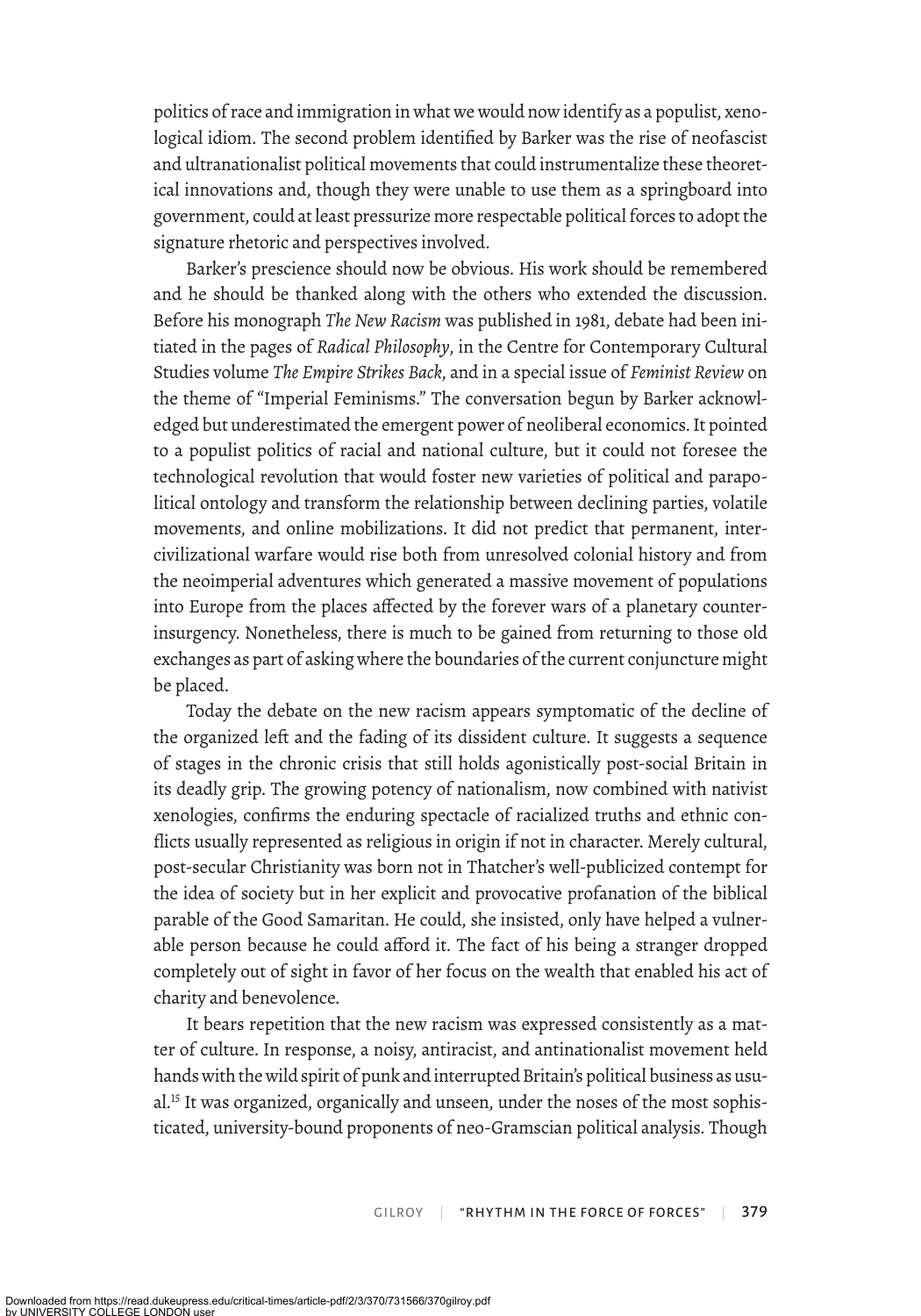politics of race and immigration in what we would now identify as a populist, xenological idiom. The second problem identified by Barker was the rise of neofascist and ultranationalist political movements that could instrumentalize these theoretical innovations and, though they were unable to use them as a springboard into government, could at least pressurize more respectable political forces to adopt the signature rhetoric and perspectives involved.

Barker's prescience should now be obvious. His work should be remembered and he should be thanked along with the others who extended the discussion. Before his monograph *The New Racism* was published in 1981, debate had been initiated in the pages of *Radical Philosophy*, in the Centre for Contemporary Cultural Studies volume *The Empire Strikes Back*, and in a special issue of *Feminist Review* on the theme of "Imperial Feminisms." The conversation begun by Barker acknowledged but underestimated the emergent power of neoliberal economics. It pointed to a populist politics of racial and national culture, but it could not foresee the technological revolution that would foster new varieties of political and parapolitical ontology and transform the relationship between declining parties, volatile movements, and online mobilizations. It did not predict that permanent, intercivilizational warfare would rise both from unresolved colonial history and from the neoimperial adventures which generated a massive movement of populations into Europe from the places affected by the forever wars of a planetary counterinsurgency. Nonetheless, there is much to be gained from returning to those old exchanges as part of asking where the boundaries of the current conjuncture might be placed.

Today the debate on the new racism appears symptomatic of the decline of the organized left and the fading of its dissident culture. It suggests a sequence of stages in the chronic crisis that still holds agonistically post-social Britain in its deadly grip. The growing potency of nationalism, now combined with nativist xenologies, confirms the enduring spectacle of racialized truths and ethnic conflicts usually represented as religious in origin if not in character. Merely cultural, post-secular Christianity was born not in Thatcher's well-publicized contempt for the idea of society but in her explicit and provocative profanation of the biblical parable of the Good Samaritan. He could, she insisted, only have helped a vulnerable person because he could afford it. The fact of his being a stranger dropped completely out of sight in favor of her focus on the wealth that enabled his act of charity and benevolence.

It bears repetition that the new racism was expressed consistently as a matter of culture. In response, a noisy, antiracist, and antinationalist movement held hands with the wild spirit of punk and interrupted Britain's political business as usual.[15] It was organized, organically and unseen, under the noses of the most sophisticated, university-bound proponents of neo-Gramscian political analysis. Though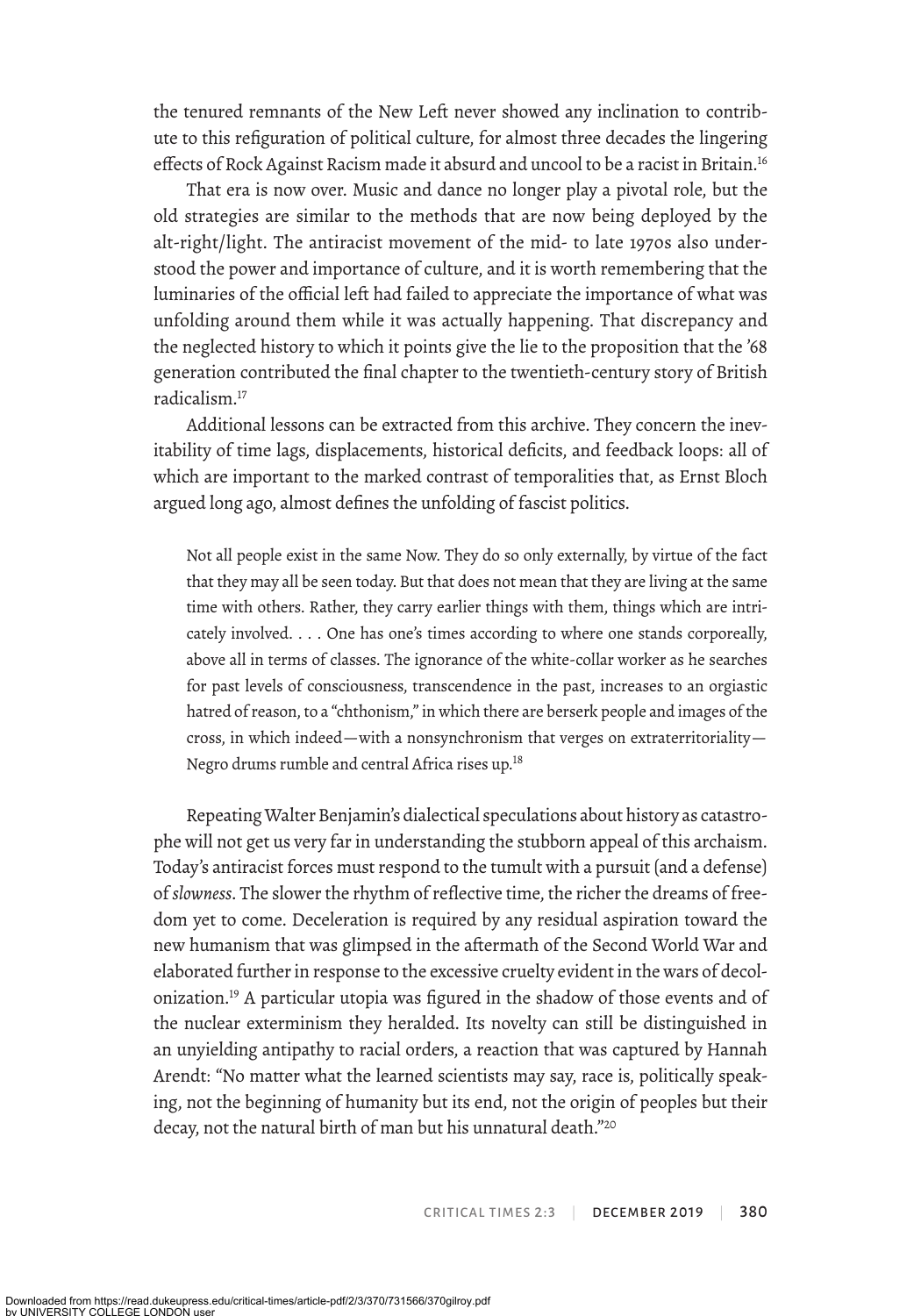the tenured remnants of the New Left never showed any inclination to contribute to this refiguration of political culture, for almost three decades the lingering effects of Rock Against Racism made it absurd and uncool to be a racist in Britain.[16]

That era is now over. Music and dance no longer play a pivotal role, but the old strategies are similar to the methods that are now being deployed by the alt-right/light. The antiracist movement of the mid- to late 1970s also understood the power and importance of culture, and it is worth remembering that the luminaries of the official left had failed to appreciate the importance of what was unfolding around them while it was actually happening. That discrepancy and the neglected history to which it points give the lie to the proposition that the '68 generation contributed the final chapter to the twentieth-century story of British radicalism.[17]

Additional lessons can be extracted from this archive. They concern the inevitability of time lags, displacements, historical deficits, and feedback loops: all of which are important to the marked contrast of temporalities that, as Ernst Bloch argued long ago, almost defines the unfolding of fascist politics.

> Not all people exist in the same Now. They do so only externally, by virtue of the fact that they may all be seen today. But that does not mean that they are living at the same time with others. Rather, they carry earlier things with them, things which are intricately involved. . . . One has one's times according to where one stands corporeally, above all in terms of classes. The ignorance of the white-collar worker as he searches for past levels of consciousness, transcendence in the past, increases to an orgiastic hatred of reason, to a "chthonism," in which there are berserk people and images of the cross, in which indeed—with a nonsynchronism that verges on extraterritoriality—Negro drums rumble and central Africa rises up.[18]

Repeating Walter Benjamin's dialectical speculations about history as catastrophe will not get us very far in understanding the stubborn appeal of this archaism. Today's antiracist forces must respond to the tumult with a pursuit (and a defense) of *slowness*. The slower the rhythm of reflective time, the richer the dreams of freedom yet to come. Deceleration is required by any residual aspiration toward the new humanism that was glimpsed in the aftermath of the Second World War and elaborated further in response to the excessive cruelty evident in the wars of decolonization.[19] A particular utopia was figured in the shadow of those events and of the nuclear exterminism they heralded. Its novelty can still be distinguished in an unyielding antipathy to racial orders, a reaction that was captured by Hannah Arendt: "No matter what the learned scientists may say, race is, politically speaking, not the beginning of humanity but its end, not the origin of peoples but their decay, not the natural birth of man but his unnatural death."[20]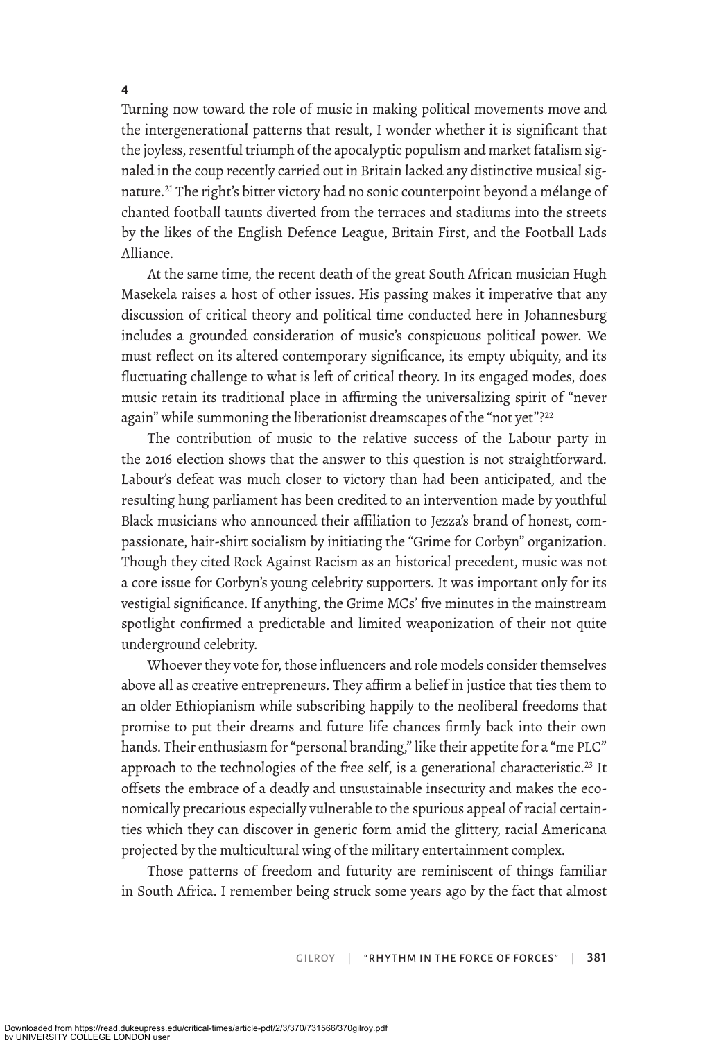## 4

Turning now toward the role of music in making political movements move and the intergenerational patterns that result, I wonder whether it is significant that the joyless, resentful triumph of the apocalyptic populism and market fatalism signaled in the coup recently carried out in Britain lacked any distinctive musical signature.[21] The right's bitter victory had no sonic counterpoint beyond a mélange of chanted football taunts diverted from the terraces and stadiums into the streets by the likes of the English Defence League, Britain First, and the Football Lads Alliance.

At the same time, the recent death of the great South African musician Hugh Masekela raises a host of other issues. His passing makes it imperative that any discussion of critical theory and political time conducted here in Johannesburg includes a grounded consideration of music's conspicuous political power. We must reflect on its altered contemporary significance, its empty ubiquity, and its fluctuating challenge to what is left of critical theory. In its engaged modes, does music retain its traditional place in affirming the universalizing spirit of "never again" while summoning the liberationist dreamscapes of the "not yet"?[22]

The contribution of music to the relative success of the Labour party in the 2016 election shows that the answer to this question is not straightforward. Labour's defeat was much closer to victory than had been anticipated, and the resulting hung parliament has been credited to an intervention made by youthful Black musicians who announced their affiliation to Jezza's brand of honest, compassionate, hair-shirt socialism by initiating the "Grime for Corbyn" organization. Though they cited Rock Against Racism as an historical precedent, music was not a core issue for Corbyn's young celebrity supporters. It was important only for its vestigial significance. If anything, the Grime MCs' five minutes in the mainstream spotlight confirmed a predictable and limited weaponization of their not quite underground celebrity.

Whoever they vote for, those influencers and role models consider themselves above all as creative entrepreneurs. They affirm a belief in justice that ties them to an older Ethiopianism while subscribing happily to the neoliberal freedoms that promise to put their dreams and future life chances firmly back into their own hands. Their enthusiasm for "personal branding," like their appetite for a "me PLC" approach to the technologies of the free self, is a generational characteristic.[23] It offsets the embrace of a deadly and unsustainable insecurity and makes the economically precarious especially vulnerable to the spurious appeal of racial certainties which they can discover in generic form amid the glittery, racial Americana projected by the multicultural wing of the military entertainment complex.

Those patterns of freedom and futurity are reminiscent of things familiar in South Africa. I remember being struck some years ago by the fact that almost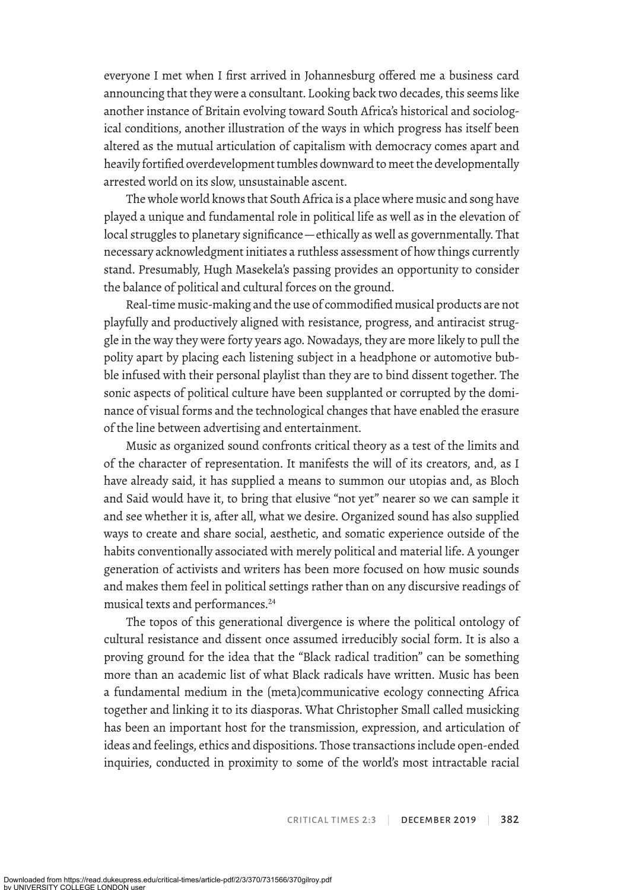everyone I met when I first arrived in Johannesburg offered me a business card announcing that they were a consultant. Looking back two decades, this seems like another instance of Britain evolving toward South Africa's historical and sociological conditions, another illustration of the ways in which progress has itself been altered as the mutual articulation of capitalism with democracy comes apart and heavily fortified overdevelopment tumbles downward to meet the developmentally arrested world on its slow, unsustainable ascent.

The whole world knows that South Africa is a place where music and song have played a unique and fundamental role in political life as well as in the elevation of local struggles to planetary significance—ethically as well as governmentally. That necessary acknowledgment initiates a ruthless assessment of how things currently stand. Presumably, Hugh Masekela's passing provides an opportunity to consider the balance of political and cultural forces on the ground.

Real-time music-making and the use of commodified musical products are not playfully and productively aligned with resistance, progress, and antiracist struggle in the way they were forty years ago. Nowadays, they are more likely to pull the polity apart by placing each listening subject in a headphone or automotive bubble infused with their personal playlist than they are to bind dissent together. The sonic aspects of political culture have been supplanted or corrupted by the dominance of visual forms and the technological changes that have enabled the erasure of the line between advertising and entertainment.

Music as organized sound confronts critical theory as a test of the limits and of the character of representation. It manifests the will of its creators, and, as I have already said, it has supplied a means to summon our utopias and, as Bloch and Said would have it, to bring that elusive "not yet" nearer so we can sample it and see whether it is, after all, what we desire. Organized sound has also supplied ways to create and share social, aesthetic, and somatic experience outside of the habits conventionally associated with merely political and material life. A younger generation of activists and writers has been more focused on how music sounds and makes them feel in political settings rather than on any discursive readings of musical texts and performances.[24]

The topos of this generational divergence is where the political ontology of cultural resistance and dissent once assumed irreducibly social form. It is also a proving ground for the idea that the "Black radical tradition" can be something more than an academic list of what Black radicals have written. Music has been a fundamental medium in the (meta)communicative ecology connecting Africa together and linking it to its diasporas. What Christopher Small called musicking has been an important host for the transmission, expression, and articulation of ideas and feelings, ethics and dispositions. Those transactions include open-ended inquiries, conducted in proximity to some of the world's most intractable racial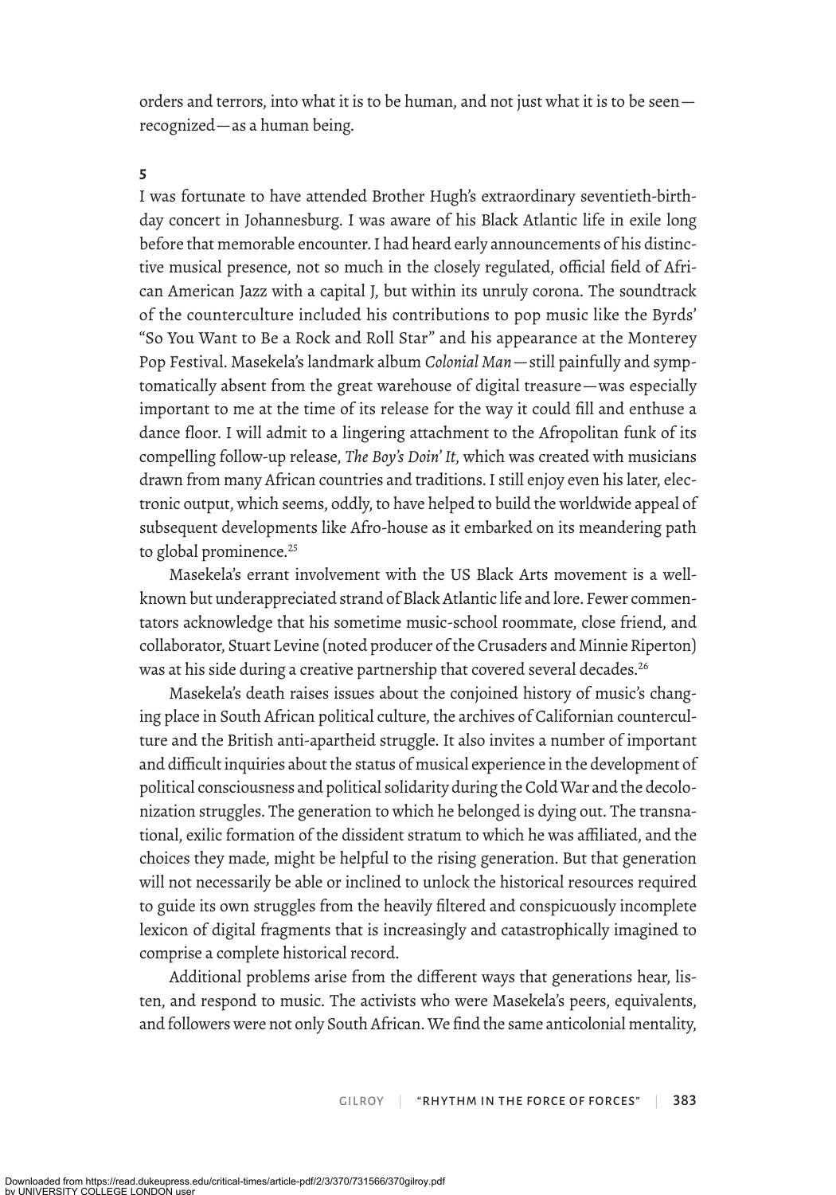orders and terrors, into what it is to be human, and not just what it is to be seen—recognized—as a human being.

**5**

I was fortunate to have attended Brother Hugh's extraordinary seventieth-birthday concert in Johannesburg. I was aware of his Black Atlantic life in exile long before that memorable encounter. I had heard early announcements of his distinctive musical presence, not so much in the closely regulated, official field of African American Jazz with a capital J, but within its unruly corona. The soundtrack of the counterculture included his contributions to pop music like the Byrds' "So You Want to Be a Rock and Roll Star" and his appearance at the Monterey Pop Festival. Masekela's landmark album *Colonial Man*—still painfully and symptomatically absent from the great warehouse of digital treasure—was especially important to me at the time of its release for the way it could fill and enthuse a dance floor. I will admit to a lingering attachment to the Afropolitan funk of its compelling follow-up release, *The Boy's Doin' It*, which was created with musicians drawn from many African countries and traditions. I still enjoy even his later, electronic output, which seems, oddly, to have helped to build the worldwide appeal of subsequent developments like Afro-house as it embarked on its meandering path to global prominence.[25]

Masekela's errant involvement with the US Black Arts movement is a well-known but underappreciated strand of Black Atlantic life and lore. Fewer commentators acknowledge that his sometime music-school roommate, close friend, and collaborator, Stuart Levine (noted producer of the Crusaders and Minnie Riperton) was at his side during a creative partnership that covered several decades.[26]

Masekela's death raises issues about the conjoined history of music's changing place in South African political culture, the archives of Californian counterculture and the British anti-apartheid struggle. It also invites a number of important and difficult inquiries about the status of musical experience in the development of political consciousness and political solidarity during the Cold War and the decolonization struggles. The generation to which he belonged is dying out. The transnational, exilic formation of the dissident stratum to which he was affiliated, and the choices they made, might be helpful to the rising generation. But that generation will not necessarily be able or inclined to unlock the historical resources required to guide its own struggles from the heavily filtered and conspicuously incomplete lexicon of digital fragments that is increasingly and catastrophically imagined to comprise a complete historical record.

Additional problems arise from the different ways that generations hear, listen, and respond to music. The activists who were Masekela's peers, equivalents, and followers were not only South African. We find the same anticolonial mentality,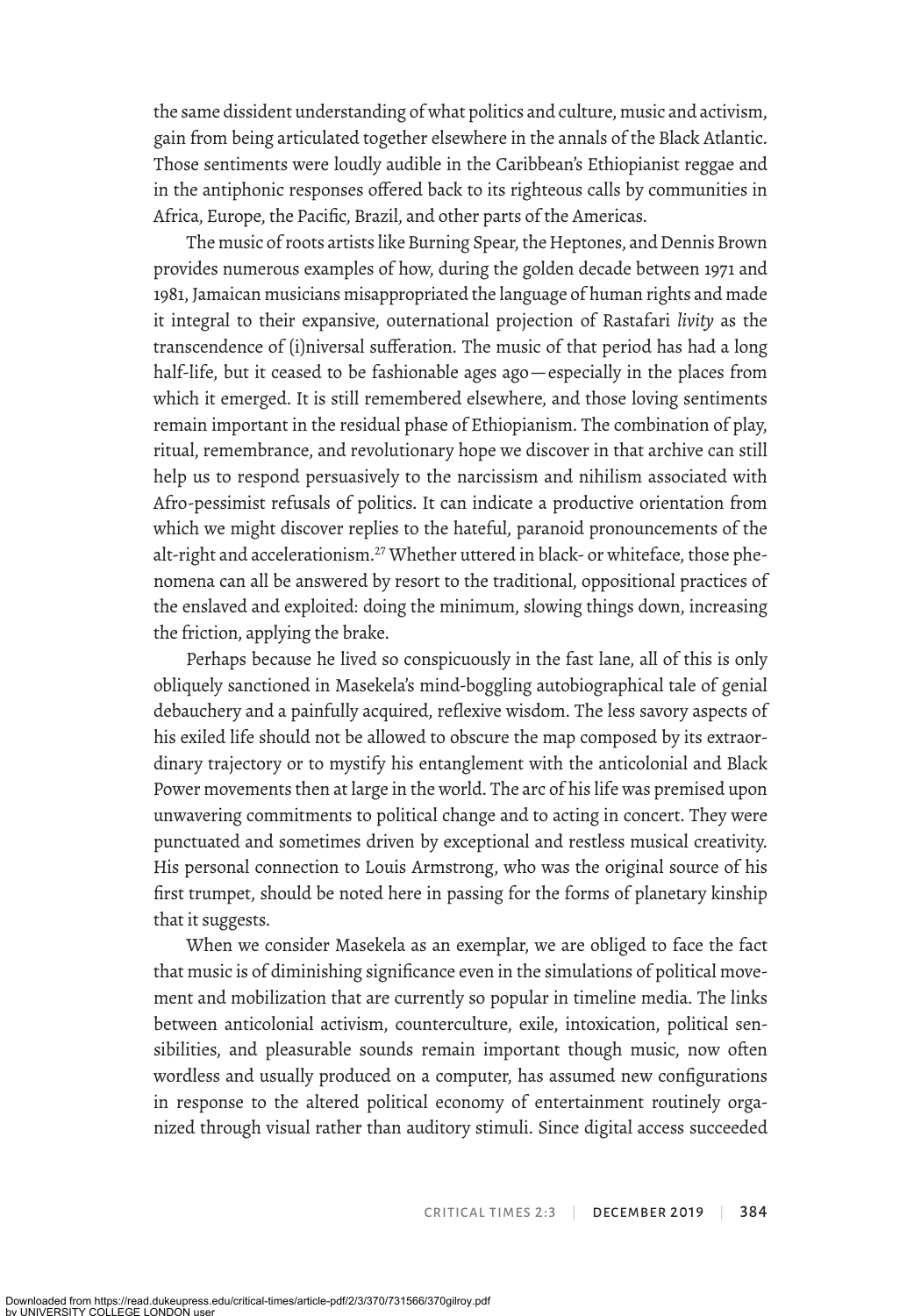the same dissident understanding of what politics and culture, music and activism, gain from being articulated together elsewhere in the annals of the Black Atlantic. Those sentiments were loudly audible in the Caribbean's Ethiopianist reggae and in the antiphonic responses offered back to its righteous calls by communities in Africa, Europe, the Pacific, Brazil, and other parts of the Americas.

The music of roots artists like Burning Spear, the Heptones, and Dennis Brown provides numerous examples of how, during the golden decade between 1971 and 1981, Jamaican musicians misappropriated the language of human rights and made it integral to their expansive, outernational projection of Rastafari *livity* as the transcendence of (i)niversal sufferation. The music of that period has had a long half-life, but it ceased to be fashionable ages ago—especially in the places from which it emerged. It is still remembered elsewhere, and those loving sentiments remain important in the residual phase of Ethiopianism. The combination of play, ritual, remembrance, and revolutionary hope we discover in that archive can still help us to respond persuasively to the narcissism and nihilism associated with Afro-pessimist refusals of politics. It can indicate a productive orientation from which we might discover replies to the hateful, paranoid pronouncements of the alt-right and accelerationism.[27] Whether uttered in black- or whiteface, those phenomena can all be answered by resort to the traditional, oppositional practices of the enslaved and exploited: doing the minimum, slowing things down, increasing the friction, applying the brake.

Perhaps because he lived so conspicuously in the fast lane, all of this is only obliquely sanctioned in Masekela's mind-boggling autobiographical tale of genial debauchery and a painfully acquired, reflexive wisdom. The less savory aspects of his exiled life should not be allowed to obscure the map composed by its extraordinary trajectory or to mystify his entanglement with the anticolonial and Black Power movements then at large in the world. The arc of his life was premised upon unwavering commitments to political change and to acting in concert. They were punctuated and sometimes driven by exceptional and restless musical creativity. His personal connection to Louis Armstrong, who was the original source of his first trumpet, should be noted here in passing for the forms of planetary kinship that it suggests.

When we consider Masekela as an exemplar, we are obliged to face the fact that music is of diminishing significance even in the simulations of political movement and mobilization that are currently so popular in timeline media. The links between anticolonial activism, counterculture, exile, intoxication, political sensibilities, and pleasurable sounds remain important though music, now often wordless and usually produced on a computer, has assumed new configurations in response to the altered political economy of entertainment routinely organized through visual rather than auditory stimuli. Since digital access succeeded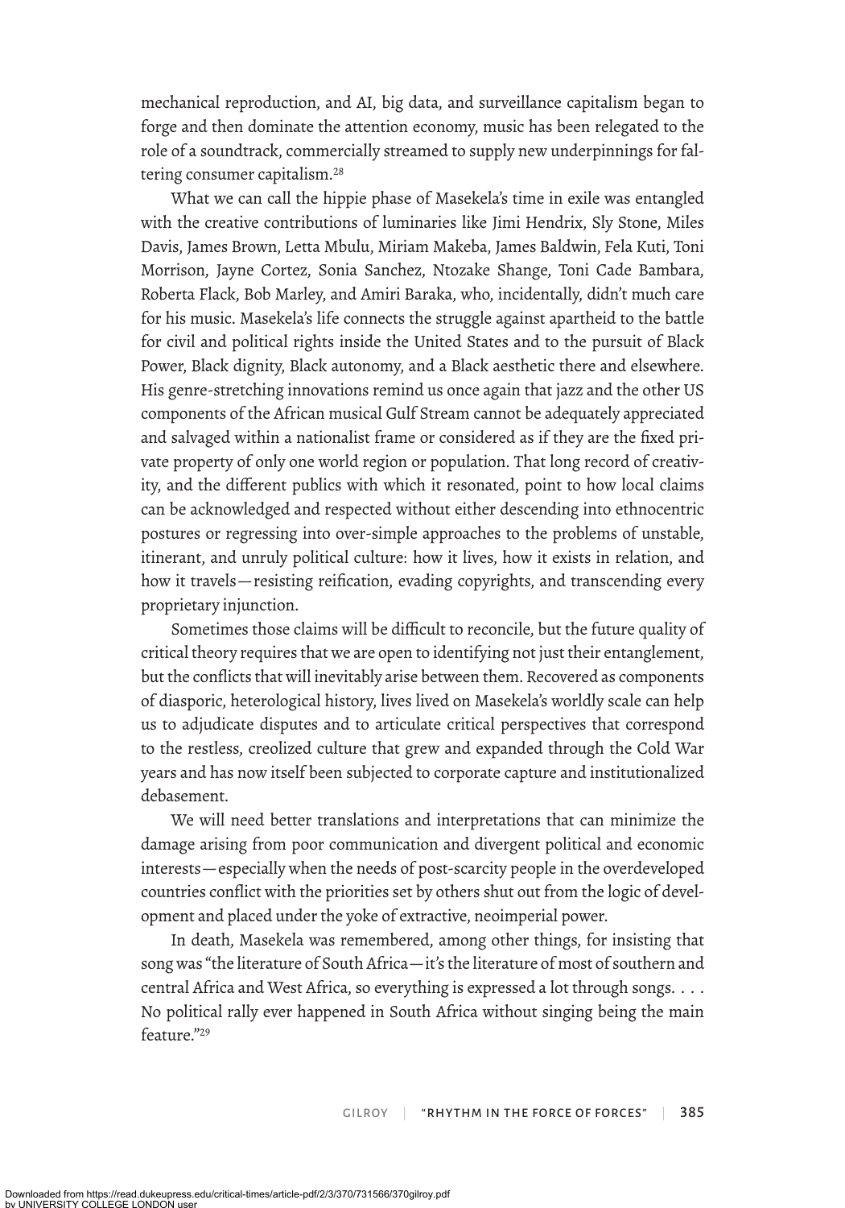mechanical reproduction, and AI, big data, and surveillance capitalism began to forge and then dominate the attention economy, music has been relegated to the role of a soundtrack, commercially streamed to supply new underpinnings for faltering consumer capitalism.[28]

What we can call the hippie phase of Masekela's time in exile was entangled with the creative contributions of luminaries like Jimi Hendrix, Sly Stone, Miles Davis, James Brown, Letta Mbulu, Miriam Makeba, James Baldwin, Fela Kuti, Toni Morrison, Jayne Cortez, Sonia Sanchez, Ntozake Shange, Toni Cade Bambara, Roberta Flack, Bob Marley, and Amiri Baraka, who, incidentally, didn't much care for his music. Masekela's life connects the struggle against apartheid to the battle for civil and political rights inside the United States and to the pursuit of Black Power, Black dignity, Black autonomy, and a Black aesthetic there and elsewhere. His genre-stretching innovations remind us once again that jazz and the other US components of the African musical Gulf Stream cannot be adequately appreciated and salvaged within a nationalist frame or considered as if they are the fixed private property of only one world region or population. That long record of creativity, and the different publics with which it resonated, point to how local claims can be acknowledged and respected without either descending into ethnocentric postures or regressing into over-simple approaches to the problems of unstable, itinerant, and unruly political culture: how it lives, how it exists in relation, and how it travels—resisting reification, evading copyrights, and transcending every proprietary injunction.

Sometimes those claims will be difficult to reconcile, but the future quality of critical theory requires that we are open to identifying not just their entanglement, but the conflicts that will inevitably arise between them. Recovered as components of diasporic, heterological history, lives lived on Masekela's worldly scale can help us to adjudicate disputes and to articulate critical perspectives that correspond to the restless, creolized culture that grew and expanded through the Cold War years and has now itself been subjected to corporate capture and institutionalized debasement.

We will need better translations and interpretations that can minimize the damage arising from poor communication and divergent political and economic interests—especially when the needs of post-scarcity people in the overdeveloped countries conflict with the priorities set by others shut out from the logic of development and placed under the yoke of extractive, neoimperial power.

In death, Masekela was remembered, among other things, for insisting that song was "the literature of South Africa—it's the literature of most of southern and central Africa and West Africa, so everything is expressed a lot through songs. . . . No political rally ever happened in South Africa without singing being the main feature."[29]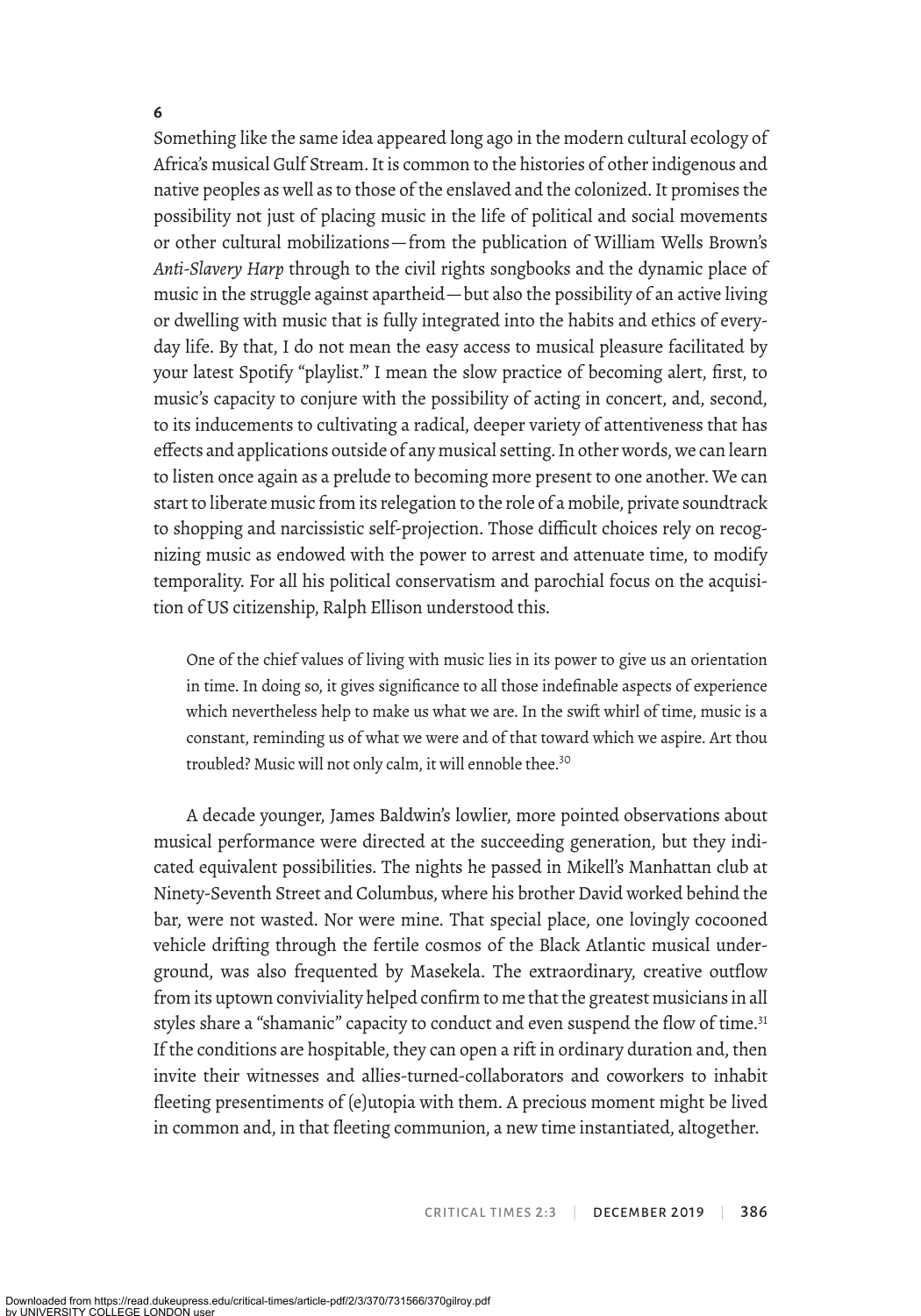## 6

Something like the same idea appeared long ago in the modern cultural ecology of Africa's musical Gulf Stream. It is common to the histories of other indigenous and native peoples as well as to those of the enslaved and the colonized. It promises the possibility not just of placing music in the life of political and social movements or other cultural mobilizations—from the publication of William Wells Brown's *Anti-Slavery Harp* through to the civil rights songbooks and the dynamic place of music in the struggle against apartheid—but also the possibility of an active living or dwelling with music that is fully integrated into the habits and ethics of everyday life. By that, I do not mean the easy access to musical pleasure facilitated by your latest Spotify "playlist." I mean the slow practice of becoming alert, first, to music's capacity to conjure with the possibility of acting in concert, and, second, to its inducements to cultivating a radical, deeper variety of attentiveness that has effects and applications outside of any musical setting. In other words, we can learn to listen once again as a prelude to becoming more present to one another. We can start to liberate music from its relegation to the role of a mobile, private soundtrack to shopping and narcissistic self-projection. Those difficult choices rely on recognizing music as endowed with the power to arrest and attenuate time, to modify temporality. For all his political conservatism and parochial focus on the acquisition of US citizenship, Ralph Ellison understood this.

> One of the chief values of living with music lies in its power to give us an orientation in time. In doing so, it gives significance to all those indefinable aspects of experience which nevertheless help to make us what we are. In the swift whirl of time, music is a constant, reminding us of what we were and of that toward which we aspire. Art thou troubled? Music will not only calm, it will ennoble thee.[30]

A decade younger, James Baldwin's lowlier, more pointed observations about musical performance were directed at the succeeding generation, but they indicated equivalent possibilities. The nights he passed in Mikell's Manhattan club at Ninety-Seventh Street and Columbus, where his brother David worked behind the bar, were not wasted. Nor were mine. That special place, one lovingly cocooned vehicle drifting through the fertile cosmos of the Black Atlantic musical underground, was also frequented by Masekela. The extraordinary, creative outflow from its uptown conviviality helped confirm to me that the greatest musicians in all styles share a "shamanic" capacity to conduct and even suspend the flow of time.[31] If the conditions are hospitable, they can open a rift in ordinary duration and, then invite their witnesses and allies-turned-collaborators and coworkers to inhabit fleeting presentiments of (e)utopia with them. A precious moment might be lived in common and, in that fleeting communion, a new time instantiated, altogether.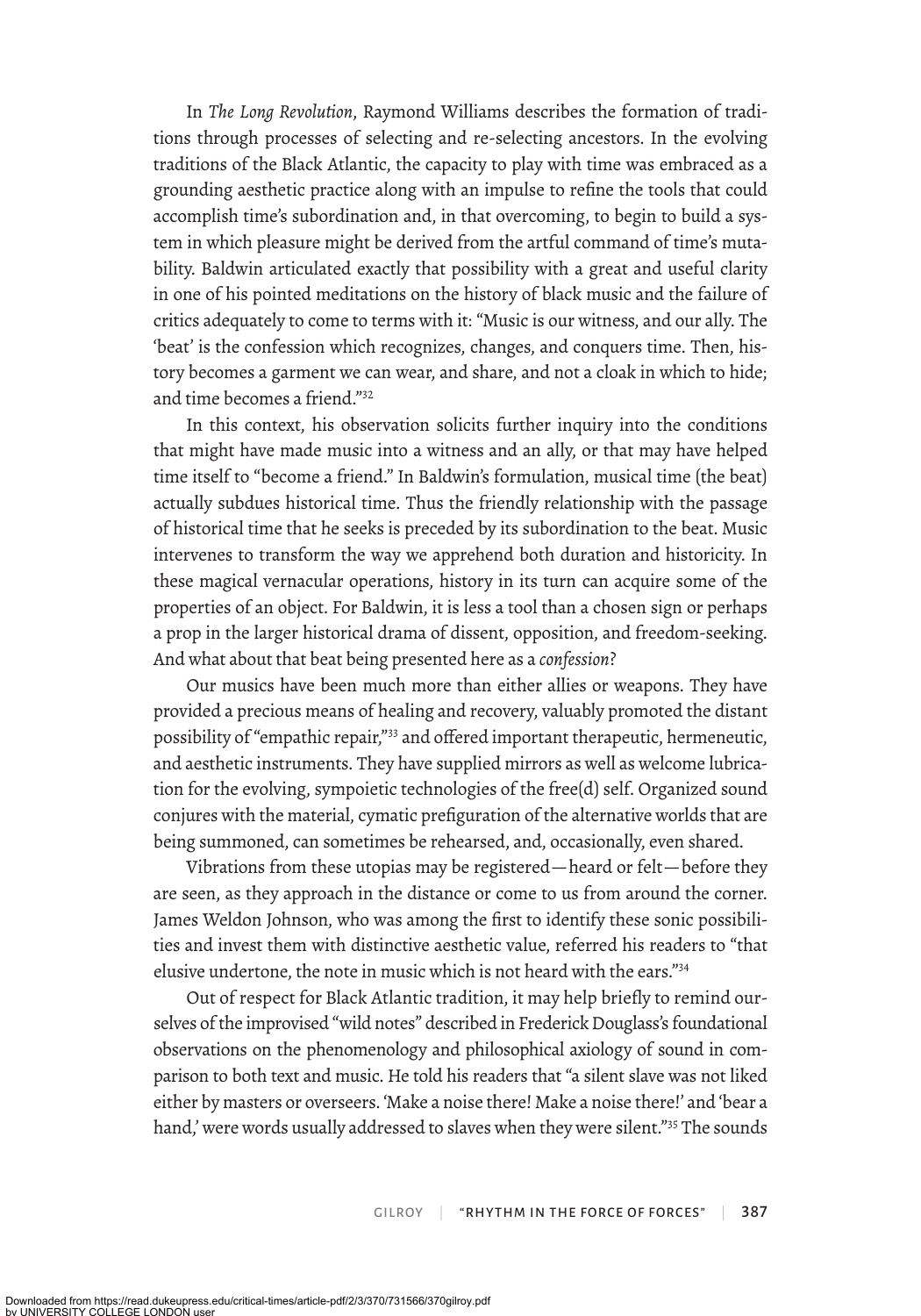In *The Long Revolution*, Raymond Williams describes the formation of traditions through processes of selecting and re-selecting ancestors. In the evolving traditions of the Black Atlantic, the capacity to play with time was embraced as a grounding aesthetic practice along with an impulse to refine the tools that could accomplish time's subordination and, in that overcoming, to begin to build a system in which pleasure might be derived from the artful command of time's mutability. Baldwin articulated exactly that possibility with a great and useful clarity in one of his pointed meditations on the history of black music and the failure of critics adequately to come to terms with it: "Music is our witness, and our ally. The 'beat' is the confession which recognizes, changes, and conquers time. Then, history becomes a garment we can wear, and share, and not a cloak in which to hide; and time becomes a friend."[32]

In this context, his observation solicits further inquiry into the conditions that might have made music into a witness and an ally, or that may have helped time itself to "become a friend." In Baldwin's formulation, musical time (the beat) actually subdues historical time. Thus the friendly relationship with the passage of historical time that he seeks is preceded by its subordination to the beat. Music intervenes to transform the way we apprehend both duration and historicity. In these magical vernacular operations, history in its turn can acquire some of the properties of an object. For Baldwin, it is less a tool than a chosen sign or perhaps a prop in the larger historical drama of dissent, opposition, and freedom-seeking. And what about that beat being presented here as a *confession*?

Our musics have been much more than either allies or weapons. They have provided a precious means of healing and recovery, valuably promoted the distant possibility of "empathic repair,"[33] and offered important therapeutic, hermeneutic, and aesthetic instruments. They have supplied mirrors as well as welcome lubrication for the evolving, sympoietic technologies of the free(d) self. Organized sound conjures with the material, cymatic prefiguration of the alternative worlds that are being summoned, can sometimes be rehearsed, and, occasionally, even shared.

Vibrations from these utopias may be registered—heard or felt—before they are seen, as they approach in the distance or come to us from around the corner. James Weldon Johnson, who was among the first to identify these sonic possibilities and invest them with distinctive aesthetic value, referred his readers to "that elusive undertone, the note in music which is not heard with the ears."[34]

Out of respect for Black Atlantic tradition, it may help briefly to remind ourselves of the improvised "wild notes" described in Frederick Douglass's foundational observations on the phenomenology and philosophical axiology of sound in comparison to both text and music. He told his readers that "a silent slave was not liked either by masters or overseers. 'Make a noise there! Make a noise there!' and 'bear a hand,' were words usually addressed to slaves when they were silent."[35] The sounds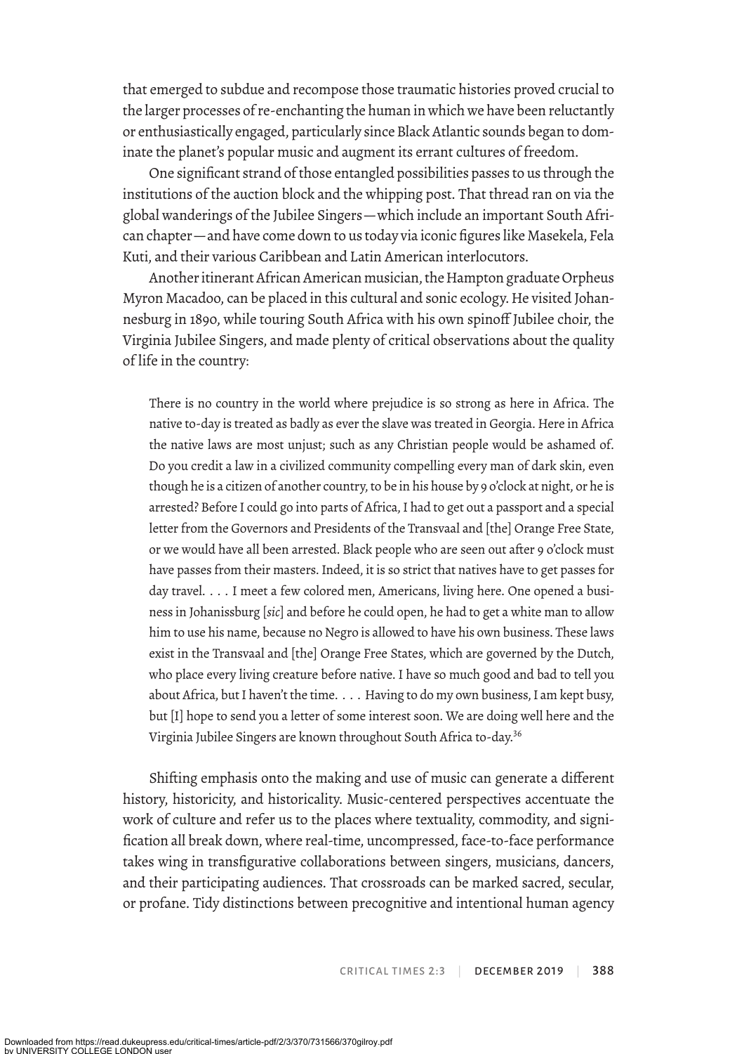that emerged to subdue and recompose those traumatic histories proved crucial to the larger processes of re-enchanting the human in which we have been reluctantly or enthusiastically engaged, particularly since Black Atlantic sounds began to dominate the planet's popular music and augment its errant cultures of freedom.

One significant strand of those entangled possibilities passes to us through the institutions of the auction block and the whipping post. That thread ran on via the global wanderings of the Jubilee Singers—which include an important South African chapter—and have come down to us today via iconic figures like Masekela, Fela Kuti, and their various Caribbean and Latin American interlocutors.

Another itinerant African American musician, the Hampton graduate Orpheus Myron Macadoo, can be placed in this cultural and sonic ecology. He visited Johannesburg in 1890, while touring South Africa with his own spinoff Jubilee choir, the Virginia Jubilee Singers, and made plenty of critical observations about the quality of life in the country:

> There is no country in the world where prejudice is so strong as here in Africa. The native to-day is treated as badly as ever the slave was treated in Georgia. Here in Africa the native laws are most unjust; such as any Christian people would be ashamed of. Do you credit a law in a civilized community compelling every man of dark skin, even though he is a citizen of another country, to be in his house by 9 o'clock at night, or he is arrested? Before I could go into parts of Africa, I had to get out a passport and a special letter from the Governors and Presidents of the Transvaal and [the] Orange Free State, or we would have all been arrested. Black people who are seen out after 9 o'clock must have passes from their masters. Indeed, it is so strict that natives have to get passes for day travel. . . . I meet a few colored men, Americans, living here. One opened a business in Johanissburg [*sic*] and before he could open, he had to get a white man to allow him to use his name, because no Negro is allowed to have his own business. These laws exist in the Transvaal and [the] Orange Free States, which are governed by the Dutch, who place every living creature before native. I have so much good and bad to tell you about Africa, but I haven't the time. . . . Having to do my own business, I am kept busy, but [I] hope to send you a letter of some interest soon. We are doing well here and the Virginia Jubilee Singers are known throughout South Africa to-day.[36]

Shifting emphasis onto the making and use of music can generate a different history, historicity, and historicality. Music-centered perspectives accentuate the work of culture and refer us to the places where textuality, commodity, and signification all break down, where real-time, uncompressed, face-to-face performance takes wing in transfigurative collaborations between singers, musicians, dancers, and their participating audiences. That crossroads can be marked sacred, secular, or profane. Tidy distinctions between precognitive and intentional human agency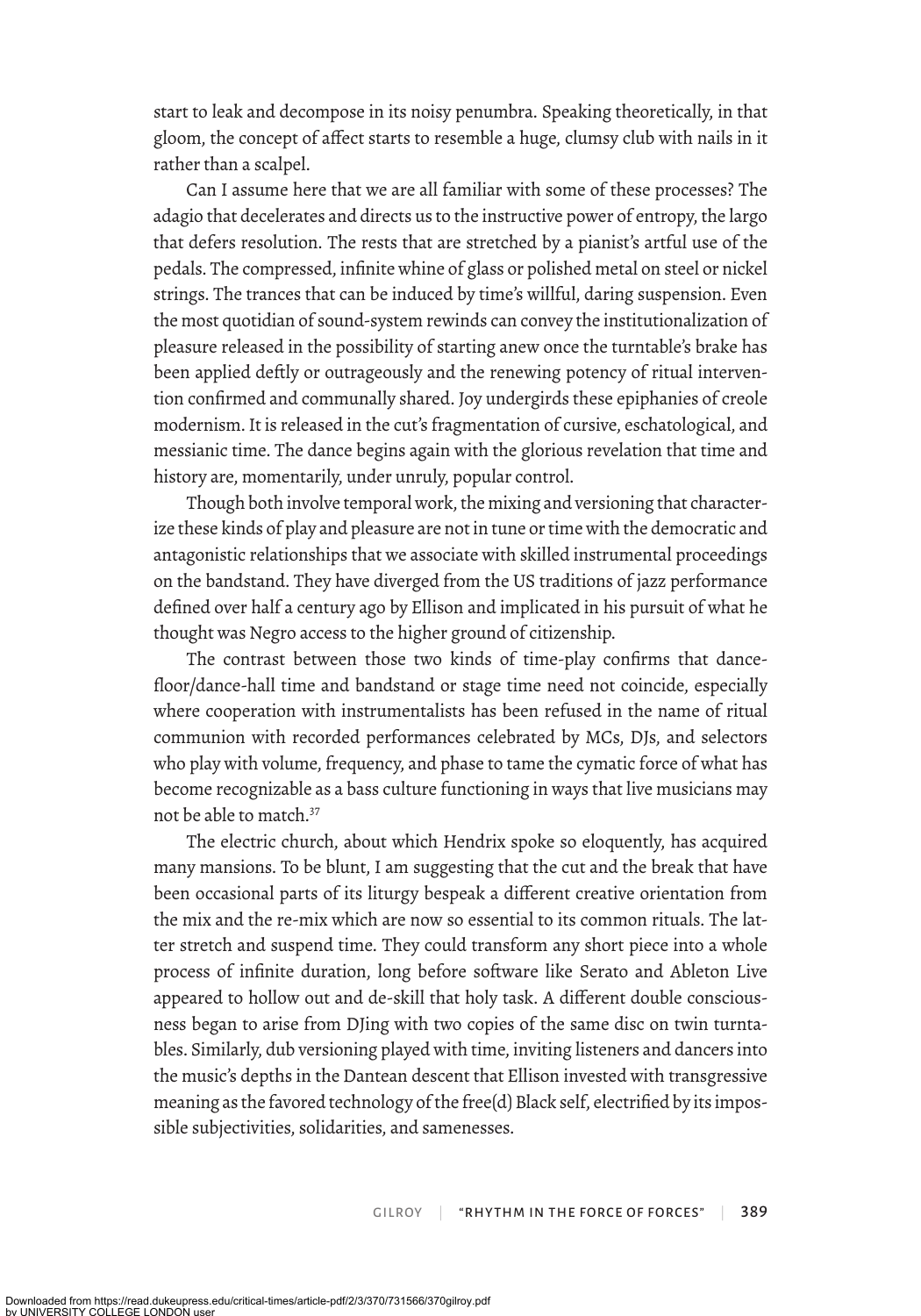start to leak and decompose in its noisy penumbra. Speaking theoretically, in that gloom, the concept of affect starts to resemble a huge, clumsy club with nails in it rather than a scalpel.

Can I assume here that we are all familiar with some of these processes? The adagio that decelerates and directs us to the instructive power of entropy, the largo that defers resolution. The rests that are stretched by a pianist's artful use of the pedals. The compressed, infinite whine of glass or polished metal on steel or nickel strings. The trances that can be induced by time's willful, daring suspension. Even the most quotidian of sound-system rewinds can convey the institutionalization of pleasure released in the possibility of starting anew once the turntable's brake has been applied deftly or outrageously and the renewing potency of ritual intervention confirmed and communally shared. Joy undergirds these epiphanies of creole modernism. It is released in the cut's fragmentation of cursive, eschatological, and messianic time. The dance begins again with the glorious revelation that time and history are, momentarily, under unruly, popular control.

Though both involve temporal work, the mixing and versioning that characterize these kinds of play and pleasure are not in tune or time with the democratic and antagonistic relationships that we associate with skilled instrumental proceedings on the bandstand. They have diverged from the US traditions of jazz performance defined over half a century ago by Ellison and implicated in his pursuit of what he thought was Negro access to the higher ground of citizenship.

The contrast between those two kinds of time-play confirms that dance-floor/dance-hall time and bandstand or stage time need not coincide, especially where cooperation with instrumentalists has been refused in the name of ritual communion with recorded performances celebrated by MCs, DJs, and selectors who play with volume, frequency, and phase to tame the cymatic force of what has become recognizable as a bass culture functioning in ways that live musicians may not be able to match.[37]

The electric church, about which Hendrix spoke so eloquently, has acquired many mansions. To be blunt, I am suggesting that the cut and the break that have been occasional parts of its liturgy bespeak a different creative orientation from the mix and the re-mix which are now so essential to its common rituals. The latter stretch and suspend time. They could transform any short piece into a whole process of infinite duration, long before software like Serato and Ableton Live appeared to hollow out and de-skill that holy task. A different double consciousness began to arise from DJing with two copies of the same disc on twin turntables. Similarly, dub versioning played with time, inviting listeners and dancers into the music's depths in the Dantean descent that Ellison invested with transgressive meaning as the favored technology of the free(d) Black self, electrified by its impossible subjectivities, solidarities, and samenesses.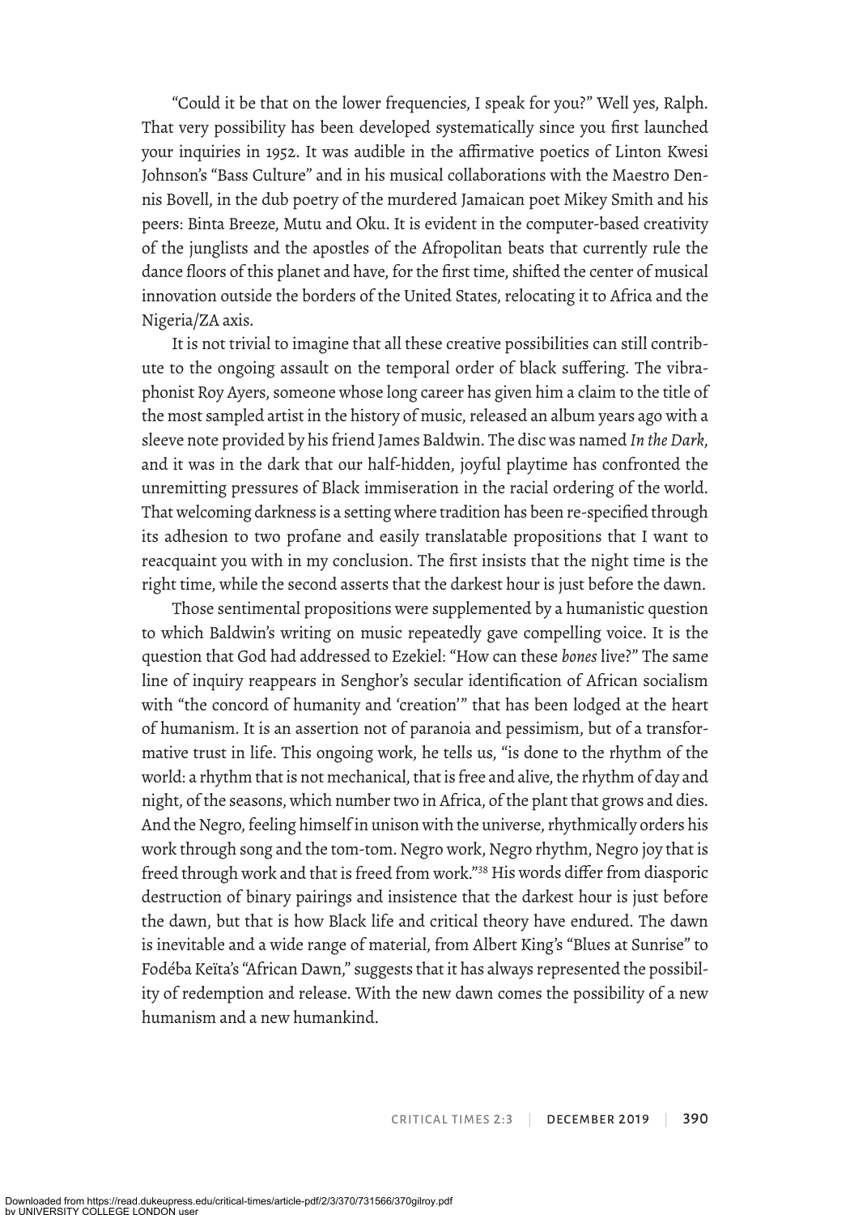"Could it be that on the lower frequencies, I speak for you?" Well yes, Ralph. That very possibility has been developed systematically since you first launched your inquiries in 1952. It was audible in the affirmative poetics of Linton Kwesi Johnson's "Bass Culture" and in his musical collaborations with the Maestro Dennis Bovell, in the dub poetry of the murdered Jamaican poet Mikey Smith and his peers: Binta Breeze, Mutu and Oku. It is evident in the computer-based creativity of the junglists and the apostles of the Afropolitan beats that currently rule the dance floors of this planet and have, for the first time, shifted the center of musical innovation outside the borders of the United States, relocating it to Africa and the Nigeria/ZA axis.

It is not trivial to imagine that all these creative possibilities can still contribute to the ongoing assault on the temporal order of black suffering. The vibraphonist Roy Ayers, someone whose long career has given him a claim to the title of the most sampled artist in the history of music, released an album years ago with a sleeve note provided by his friend James Baldwin. The disc was named *In the Dark*, and it was in the dark that our half-hidden, joyful playtime has confronted the unremitting pressures of Black immiseration in the racial ordering of the world. That welcoming darkness is a setting where tradition has been re-specified through its adhesion to two profane and easily translatable propositions that I want to reacquaint you with in my conclusion. The first insists that the night time is the right time, while the second asserts that the darkest hour is just before the dawn.

Those sentimental propositions were supplemented by a humanistic question to which Baldwin's writing on music repeatedly gave compelling voice. It is the question that God had addressed to Ezekiel: "How can these *bones* live?" The same line of inquiry reappears in Senghor's secular identification of African socialism with "the concord of humanity and 'creation'" that has been lodged at the heart of humanism. It is an assertion not of paranoia and pessimism, but of a transformative trust in life. This ongoing work, he tells us, "is done to the rhythm of the world: a rhythm that is not mechanical, that is free and alive, the rhythm of day and night, of the seasons, which number two in Africa, of the plant that grows and dies. And the Negro, feeling himself in unison with the universe, rhythmically orders his work through song and the tom-tom. Negro work, Negro rhythm, Negro joy that is freed through work and that is freed from work."[38] His words differ from diasporic destruction of binary pairings and insistence that the darkest hour is just before the dawn, but that is how Black life and critical theory have endured. The dawn is inevitable and a wide range of material, from Albert King's "Blues at Sunrise" to Fodéba Keïta's "African Dawn," suggests that it has always represented the possibility of redemption and release. With the new dawn comes the possibility of a new humanism and a new humankind.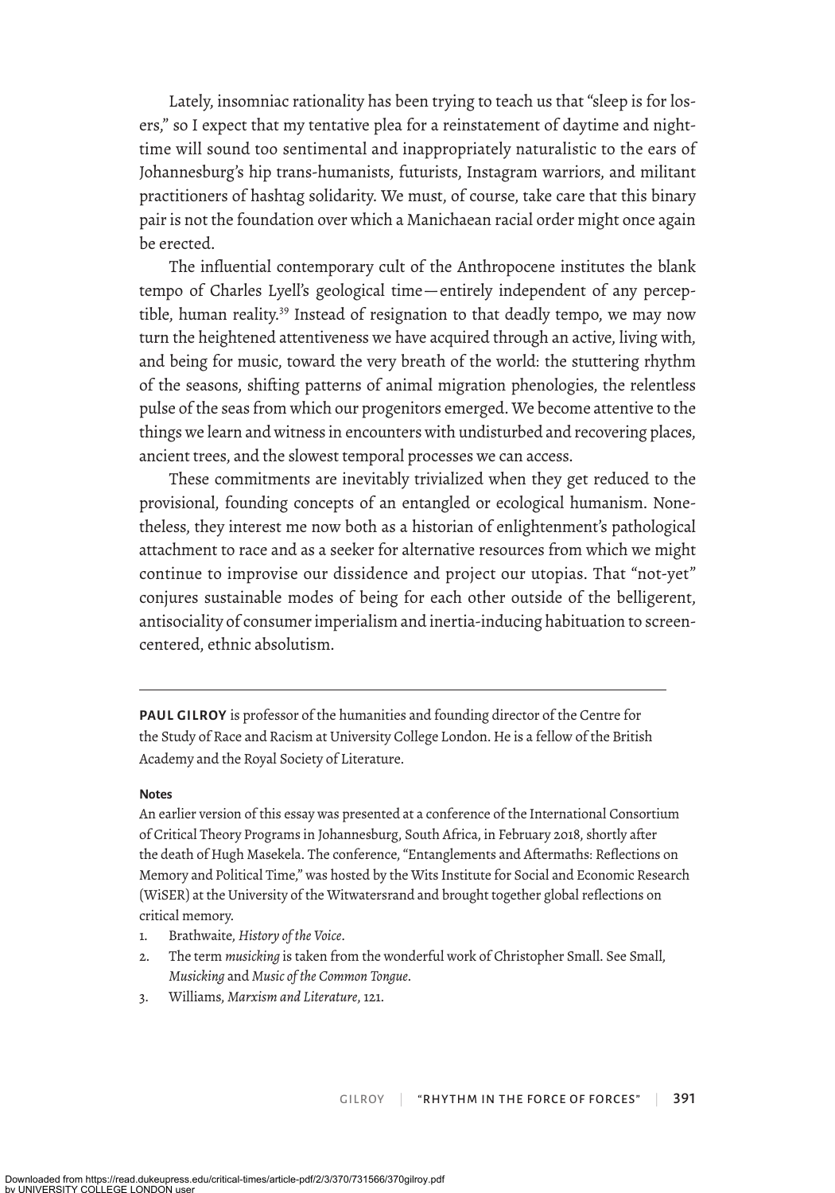Lately, insomniac rationality has been trying to teach us that "sleep is for losers," so I expect that my tentative plea for a reinstatement of daytime and nighttime will sound too sentimental and inappropriately naturalistic to the ears of Johannesburg's hip trans-humanists, futurists, Instagram warriors, and militant practitioners of hashtag solidarity. We must, of course, take care that this binary pair is not the foundation over which a Manichaean racial order might once again be erected.

The influential contemporary cult of the Anthropocene institutes the blank tempo of Charles Lyell's geological time—entirely independent of any perceptible, human reality.[39] Instead of resignation to that deadly tempo, we may now turn the heightened attentiveness we have acquired through an active, living with, and being for music, toward the very breath of the world: the stuttering rhythm of the seasons, shifting patterns of animal migration phenologies, the relentless pulse of the seas from which our progenitors emerged. We become attentive to the things we learn and witness in encounters with undisturbed and recovering places, ancient trees, and the slowest temporal processes we can access.

These commitments are inevitably trivialized when they get reduced to the provisional, founding concepts of an entangled or ecological humanism. Nonetheless, they interest me now both as a historian of enlightenment's pathological attachment to race and as a seeker for alternative resources from which we might continue to improvise our dissidence and project our utopias. That "not-yet" conjures sustainable modes of being for each other outside of the belligerent, antisociality of consumer imperialism and inertia-inducing habituation to screen-centered, ethnic absolutism.

---

**PAUL GILROY** is professor of the humanities and founding director of the Centre for the Study of Race and Racism at University College London. He is a fellow of the British Academy and the Royal Society of Literature.

**Notes**

An earlier version of this essay was presented at a conference of the International Consortium of Critical Theory Programs in Johannesburg, South Africa, in February 2018, shortly after the death of Hugh Masekela. The conference, "Entanglements and Aftermaths: Reflections on Memory and Political Time," was hosted by the Wits Institute for Social and Economic Research (WiSER) at the University of the Witwatersrand and brought together global reflections on critical memory.

1. Brathwaite, *History of the Voice*.
2. The term *musicking* is taken from the wonderful work of Christopher Small. See Small, *Musicking* and *Music of the Common Tongue*.
3. Williams, *Marxism and Literature*, 121.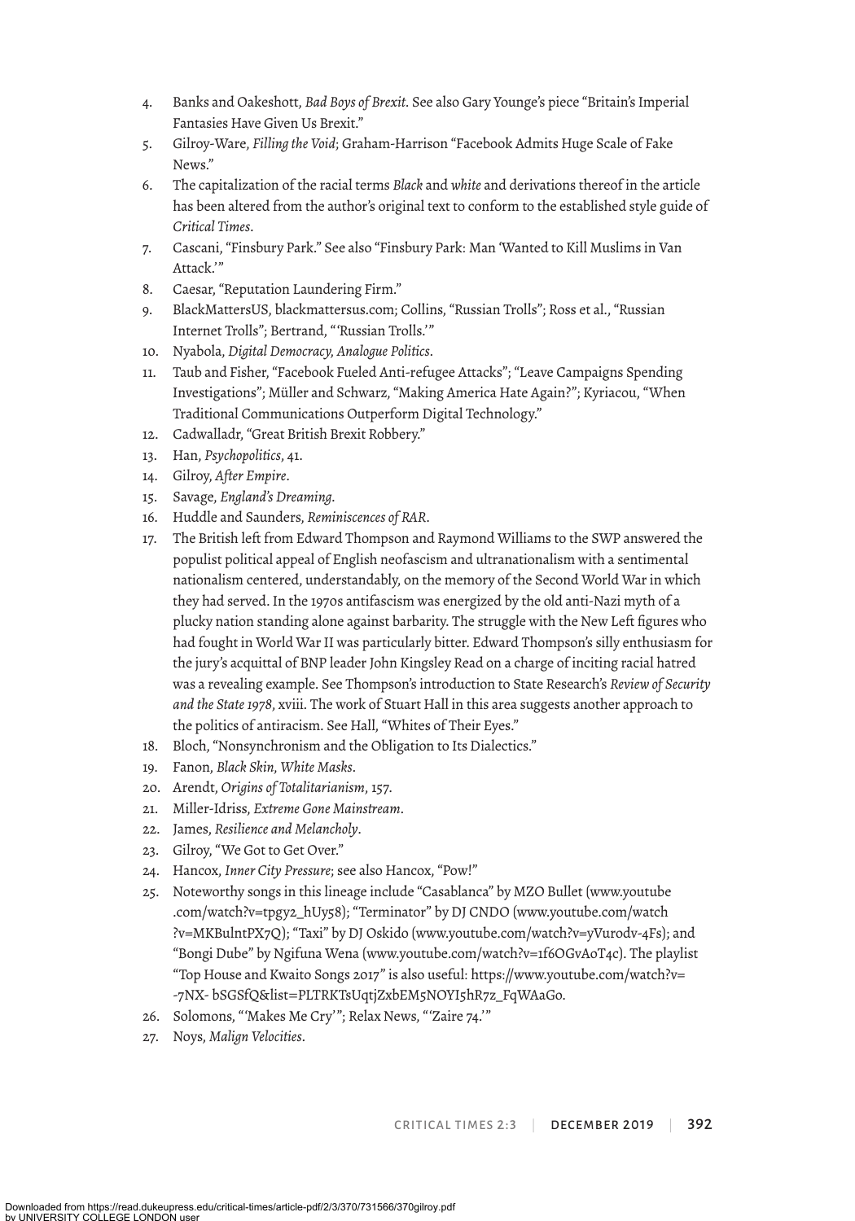4. Banks and Oakeshott, *Bad Boys of Brexit*. See also Gary Younge's piece "Britain's Imperial Fantasies Have Given Us Brexit."
5. Gilroy-Ware, *Filling the Void*; Graham-Harrison "Facebook Admits Huge Scale of Fake News."
6. The capitalization of the racial terms *Black* and *white* and derivations thereof in the article has been altered from the author's original text to conform to the established style guide of *Critical Times*.
7. Cascani, "Finsbury Park." See also "Finsbury Park: Man 'Wanted to Kill Muslims in Van Attack.'"
8. Caesar, "Reputation Laundering Firm."
9. BlackMattersUS, blackmattersus.com; Collins, "Russian Trolls"; Ross et al., "Russian Internet Trolls"; Bertrand, "'Russian Trolls.'"
10. Nyabola, *Digital Democracy, Analogue Politics*.
11. Taub and Fisher, "Facebook Fueled Anti-refugee Attacks"; "Leave Campaigns Spending Investigations"; Müller and Schwarz, "Making America Hate Again?"; Kyriacou, "When Traditional Communications Outperform Digital Technology."
12. Cadwalladr, "Great British Brexit Robbery."
13. Han, *Psychopolitics*, 41.
14. Gilroy, *After Empire*.
15. Savage, *England's Dreaming*.
16. Huddle and Saunders, *Reminiscences of RAR*.
17. The British left from Edward Thompson and Raymond Williams to the SWP answered the populist political appeal of English neofascism and ultranationalism with a sentimental nationalism centered, understandably, on the memory of the Second World War in which they had served. In the 1970s antifascism was energized by the old anti-Nazi myth of a plucky nation standing alone against barbarity. The struggle with the New Left figures who had fought in World War II was particularly bitter. Edward Thompson's silly enthusiasm for the jury's acquittal of BNP leader John Kingsley Read on a charge of inciting racial hatred was a revealing example. See Thompson's introduction to State Research's *Review of Security and the State 1978*, xviii. The work of Stuart Hall in this area suggests another approach to the politics of antiracism. See Hall, "Whites of Their Eyes."
18. Bloch, "Nonsynchronism and the Obligation to Its Dialectics."
19. Fanon, *Black Skin, White Masks*.
20. Arendt, *Origins of Totalitarianism*, 157.
21. Miller-Idriss, *Extreme Gone Mainstream*.
22. James, *Resilience and Melancholy*.
23. Gilroy, "We Got to Get Over."
24. Hancox, *Inner City Pressure*; see also Hancox, "Pow!"
25. Noteworthy songs in this lineage include "Casablanca" by MZO Bullet (www.youtube.com/watch?v=tpgy2_hUy58); "Terminator" by DJ CNDO (www.youtube.com/watch?v=MKBulntPX7Q); "Taxi" by DJ Oskido (www.youtube.com/watch?v=yVurodv-4Fs); and "Bongi Dube" by Ngifuna Wena (www.youtube.com/watch?v=1f6OGvAoT4c). The playlist "Top House and Kwaito Songs 2017" is also useful: https://www.youtube.com/watch?v=-7NX- bSGSfQ&list=PLTRKTsUqtjZxbEM5NOYI5hR7z_FqWAaGo.
26. Solomons, "'Makes Me Cry'"; Relax News, "'Zaire 74.'"
27. Noys, *Malign Velocities*.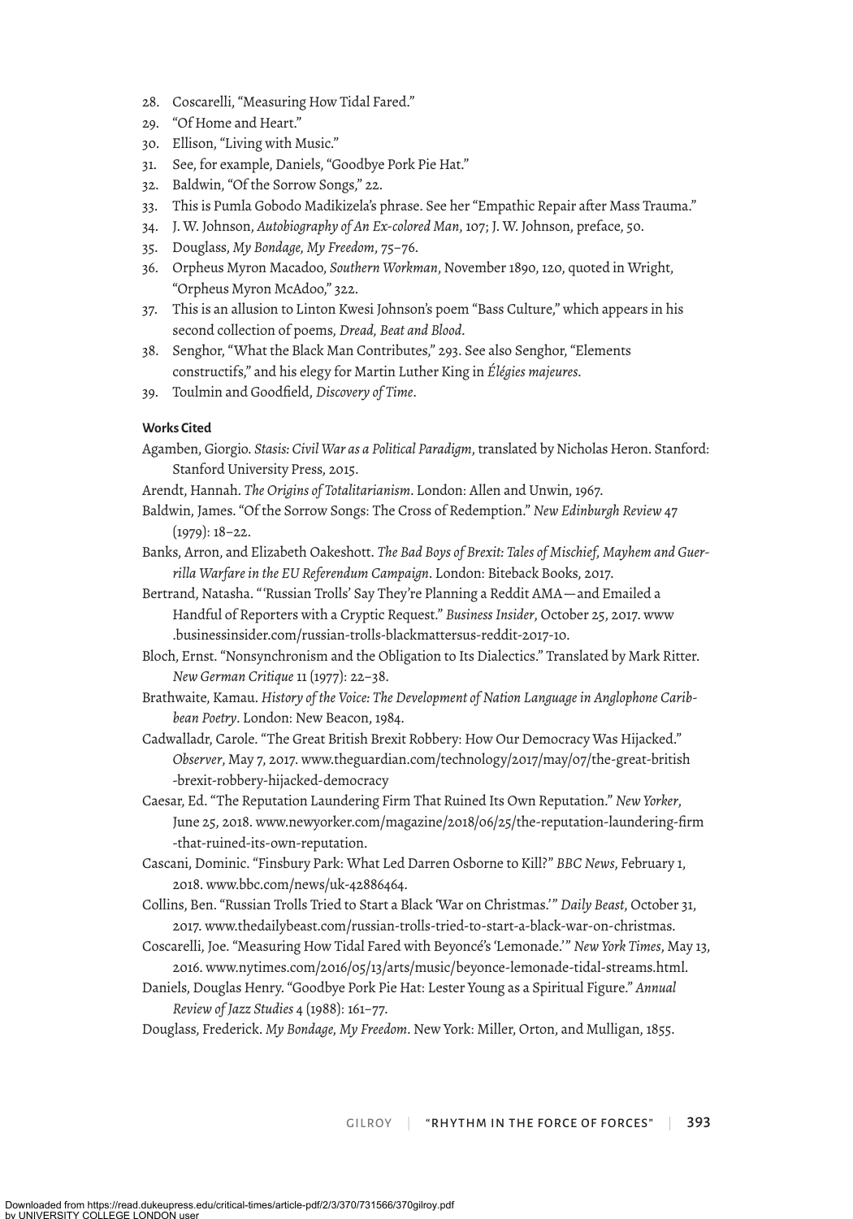28. Coscarelli, "Measuring How Tidal Fared."
29. "Of Home and Heart."
30. Ellison, "Living with Music."
31. See, for example, Daniels, "Goodbye Pork Pie Hat."
32. Baldwin, "Of the Sorrow Songs," 22.
33. This is Pumla Gobodo Madikizela's phrase. See her "Empathic Repair after Mass Trauma."
34. J. W. Johnson, *Autobiography of An Ex-colored Man*, 107; J. W. Johnson, preface, 50.
35. Douglass, *My Bondage, My Freedom*, 75–76.
36. Orpheus Myron Macadoo, *Southern Workman*, November 1890, 120, quoted in Wright, "Orpheus Myron McAdoo," 322.
37. This is an allusion to Linton Kwesi Johnson's poem "Bass Culture," which appears in his second collection of poems, *Dread, Beat and Blood*.
38. Senghor, "What the Black Man Contributes," 293. See also Senghor, "Elements constructifs," and his elegy for Martin Luther King in *Élégies majeures*.
39. Toulmin and Goodfield, *Discovery of Time*.

**Works Cited**

Agamben, Giorgio. *Stasis: Civil War as a Political Paradigm*, translated by Nicholas Heron. Stanford: Stanford University Press, 2015.

Arendt, Hannah. *The Origins of Totalitarianism*. London: Allen and Unwin, 1967.

Baldwin, James. "Of the Sorrow Songs: The Cross of Redemption." *New Edinburgh Review* 47 (1979): 18–22.

Banks, Arron, and Elizabeth Oakeshott. *The Bad Boys of Brexit: Tales of Mischief, Mayhem and Guerrilla Warfare in the EU Referendum Campaign*. London: Biteback Books, 2017.

Bertrand, Natasha. "'Russian Trolls' Say They're Planning a Reddit AMA—and Emailed a Handful of Reporters with a Cryptic Request." *Business Insider*, October 25, 2017. www.businessinsider.com/russian-trolls-blackmattersus-reddit-2017-10.

Bloch, Ernst. "Nonsynchronism and the Obligation to Its Dialectics." Translated by Mark Ritter. *New German Critique* 11 (1977): 22–38.

Brathwaite, Kamau. *History of the Voice: The Development of Nation Language in Anglophone Caribbean Poetry*. London: New Beacon, 1984.

Cadwalladr, Carole. "The Great British Brexit Robbery: How Our Democracy Was Hijacked." *Observer*, May 7, 2017. www.theguardian.com/technology/2017/may/07/the-great-british-brexit-robbery-hijacked-democracy

Caesar, Ed. "The Reputation Laundering Firm That Ruined Its Own Reputation." *New Yorker*, June 25, 2018. www.newyorker.com/magazine/2018/06/25/the-reputation-laundering-firm-that-ruined-its-own-reputation.

Cascani, Dominic. "Finsbury Park: What Led Darren Osborne to Kill?" *BBC News*, February 1, 2018. www.bbc.com/news/uk-42886464.

Collins, Ben. "Russian Trolls Tried to Start a Black 'War on Christmas.'" *Daily Beast*, October 31, 2017. www.thedailybeast.com/russian-trolls-tried-to-start-a-black-war-on-christmas.

Coscarelli, Joe. "Measuring How Tidal Fared with Beyoncé's 'Lemonade.'" *New York Times*, May 13, 2016. www.nytimes.com/2016/05/13/arts/music/beyonce-lemonade-tidal-streams.html.

Daniels, Douglas Henry. "Goodbye Pork Pie Hat: Lester Young as a Spiritual Figure." *Annual Review of Jazz Studies* 4 (1988): 161–77.

Douglass, Frederick. *My Bondage, My Freedom*. New York: Miller, Orton, and Mulligan, 1855.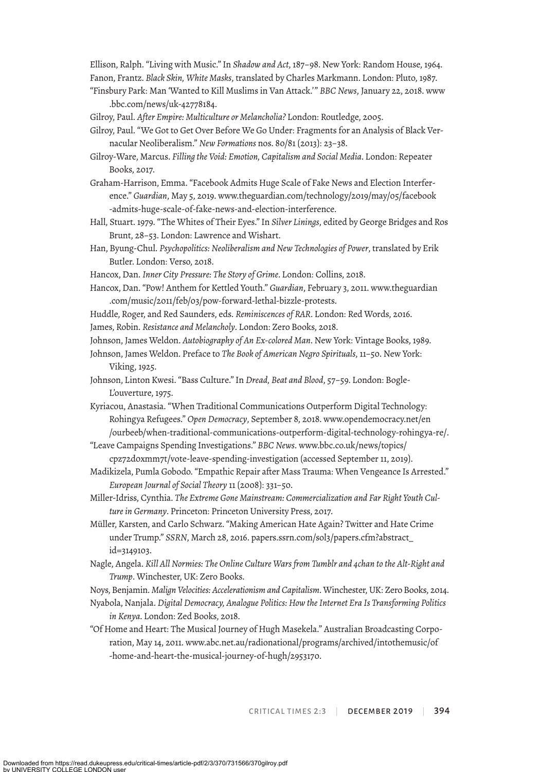Ellison, Ralph. "Living with Music." In *Shadow and Act*, 187–98. New York: Random House, 1964.

Fanon, Frantz. *Black Skin, White Masks*, translated by Charles Markmann. London: Pluto, 1987.

"Finsbury Park: Man 'Wanted to Kill Muslims in Van Attack.'" *BBC News*, January 22, 2018. www.bbc.com/news/uk-42778184.

Gilroy, Paul. *After Empire: Multiculture or Melancholia?* London: Routledge, 2005.

Gilroy, Paul. "We Got to Get Over Before We Go Under: Fragments for an Analysis of Black Vernacular Neoliberalism." *New Formations* nos. 80/81 (2013): 23–38.

Gilroy-Ware, Marcus. *Filling the Void: Emotion, Capitalism and Social Media*. London: Repeater Books, 2017.

Graham-Harrison, Emma. "Facebook Admits Huge Scale of Fake News and Election Interference." *Guardian*, May 5, 2019. www.theguardian.com/technology/2019/may/05/facebook-admits-huge-scale-of-fake-news-and-election-interference.

Hall, Stuart. 1979. "The Whites of Their Eyes." In *Silver Linings*, edited by George Bridges and Ros Brunt, 28–53. London: Lawrence and Wishart.

Han, Byung-Chul. *Psychopolitics: Neoliberalism and New Technologies of Power*, translated by Erik Butler. London: Verso, 2018.

Hancox, Dan. *Inner City Pressure: The Story of Grime*. London: Collins, 2018.

Hancox, Dan. "Pow! Anthem for Kettled Youth." *Guardian*, February 3, 2011. www.theguardian.com/music/2011/feb/03/pow-forward-lethal-bizzle-protests.

Huddle, Roger, and Red Saunders, eds. *Reminiscences of RAR*. London: Red Words, 2016.

James, Robin. *Resistance and Melancholy*. London: Zero Books, 2018.

Johnson, James Weldon. *Autobiography of An Ex-colored Man*. New York: Vintage Books, 1989.

Johnson, James Weldon. Preface to *The Book of American Negro Spirituals*, 11–50. New York: Viking, 1925.

Johnson, Linton Kwesi. "Bass Culture." In *Dread, Beat and Blood*, 57–59. London: Bogle-L'ouverture, 1975.

Kyriacou, Anastasia. "When Traditional Communications Outperform Digital Technology: Rohingya Refugees." *Open Democracy*, September 8, 2018. www.opendemocracy.net/en/ourbeeb/when-traditional-communications-outperform-digital-technology-rohingya-re/.

"Leave Campaigns Spending Investigations." *BBC News*. www.bbc.co.uk/news/topics/cpz72doxmm7t/vote-leave-spending-investigation (accessed September 11, 2019).

Madikizela, Pumla Gobodo. "Empathic Repair after Mass Trauma: When Vengeance Is Arrested." *European Journal of Social Theory* 11 (2008): 331–50.

Miller-Idriss, Cynthia. *The Extreme Gone Mainstream: Commercialization and Far Right Youth Culture in Germany*. Princeton: Princeton University Press, 2017.

Müller, Karsten, and Carlo Schwarz. "Making American Hate Again? Twitter and Hate Crime under Trump." *SSRN*, March 28, 2016. papers.ssrn.com/sol3/papers.cfm?abstract_id=3149103.

Nagle, Angela. *Kill All Normies: The Online Culture Wars from Tumblr and 4chan to the Alt-Right and Trump*. Winchester, UK: Zero Books.

Noys, Benjamin. *Malign Velocities: Accelerationism and Capitalism*. Winchester, UK: Zero Books, 2014.

Nyabola, Nanjala. *Digital Democracy, Analogue Politics: How the Internet Era Is Transforming Politics in Kenya*. London: Zed Books, 2018.

"Of Home and Heart: The Musical Journey of Hugh Masekela." Australian Broadcasting Corporation, May 14, 2011. www.abc.net.au/radionational/programs/archived/intothemusic/of-home-and-heart-the-musical-journey-of-hugh/2953170.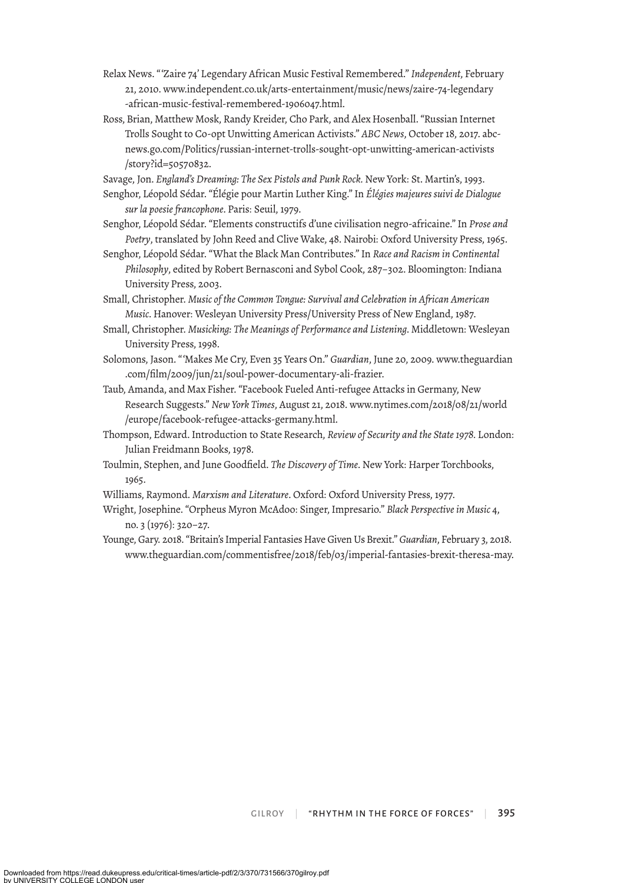Relax News. "'Zaire 74' Legendary African Music Festival Remembered." *Independent*, February 21, 2010. www.independent.co.uk/arts-entertainment/music/news/zaire-74-legendary-african-music-festival-remembered-1906047.html.

Ross, Brian, Matthew Mosk, Randy Kreider, Cho Park, and Alex Hosenball. "Russian Internet Trolls Sought to Co-opt Unwitting American Activists." *ABC News*, October 18, 2017. abcnews.go.com/Politics/russian-internet-trolls-sought-opt-unwitting-american-activists/story?id=50570832.

Savage, Jon. *England's Dreaming: The Sex Pistols and Punk Rock*. New York: St. Martin's, 1993.

Senghor, Léopold Sédar. "Élégie pour Martin Luther King." In *Élégies majeures suivi de Dialogue sur la poesie francophone*. Paris: Seuil, 1979.

Senghor, Léopold Sédar. "Elements constructifs d'une civilisation negro-africaine." In *Prose and Poetry*, translated by John Reed and Clive Wake, 48. Nairobi: Oxford University Press, 1965.

Senghor, Léopold Sédar. "What the Black Man Contributes." In *Race and Racism in Continental Philosophy*, edited by Robert Bernasconi and Sybol Cook, 287–302. Bloomington: Indiana University Press, 2003.

Small, Christopher. *Music of the Common Tongue: Survival and Celebration in African American Music*. Hanover: Wesleyan University Press/University Press of New England, 1987.

Small, Christopher. *Musicking: The Meanings of Performance and Listening*. Middletown: Wesleyan University Press, 1998.

Solomons, Jason. "'Makes Me Cry, Even 35 Years On." *Guardian*, June 20, 2009. www.theguardian.com/film/2009/jun/21/soul-power-documentary-ali-frazier.

Taub, Amanda, and Max Fisher. "Facebook Fueled Anti-refugee Attacks in Germany, New Research Suggests." *New York Times*, August 21, 2018. www.nytimes.com/2018/08/21/world/europe/facebook-refugee-attacks-germany.html.

Thompson, Edward. Introduction to State Research, *Review of Security and the State 1978*. London: Julian Freidmann Books, 1978.

Toulmin, Stephen, and June Goodfield. *The Discovery of Time*. New York: Harper Torchbooks, 1965.

Williams, Raymond. *Marxism and Literature*. Oxford: Oxford University Press, 1977.

Wright, Josephine. "Orpheus Myron McAdoo: Singer, Impresario." *Black Perspective in Music* 4, no. 3 (1976): 320–27.

Younge, Gary. 2018. "Britain's Imperial Fantasies Have Given Us Brexit." *Guardian*, February 3, 2018. www.theguardian.com/commentisfree/2018/feb/03/imperial-fantasies-brexit-theresa-may.